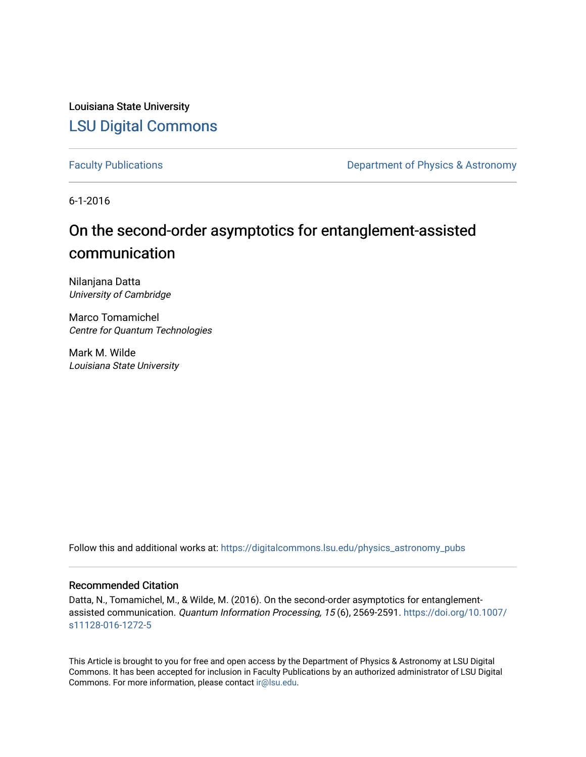Louisiana State University

[LSU Digital Commons](https://digitalcommons.lsu.edu/)

Faculty Publications | Department of Physics & Astronomy

6-1-2016

# On the second-order asymptotics for entanglement-assisted communication

Nilanjana Datta
*University of Cambridge*

Marco Tomamichel
*Centre for Quantum Technologies*

Mark M. Wilde
*Louisiana State University*

Follow this and additional works at: https://digitalcommons.lsu.edu/physics_astronomy_pubs

## Recommended Citation

Datta, N., Tomamichel, M., & Wilde, M. (2016). On the second-order asymptotics for entanglement-assisted communication. *Quantum Information Processing, 15* (6), 2569-2591. https://doi.org/10.1007/s11128-016-1272-5

This Article is brought to you for free and open access by the Department of Physics & Astronomy at LSU Digital Commons. It has been accepted for inclusion in Faculty Publications by an authorized administrator of LSU Digital Commons. For more information, please contact ir@lsu.edu.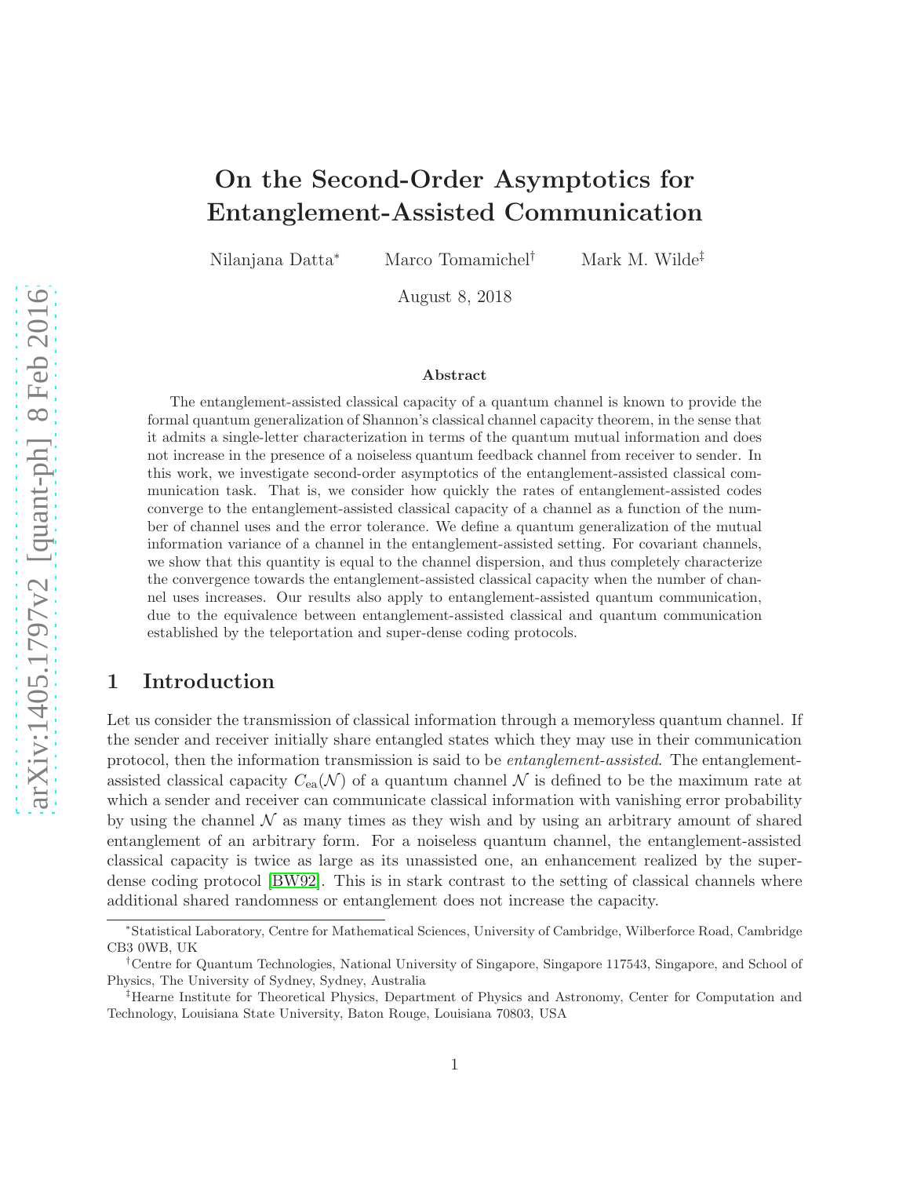# On the Second-Order Asymptotics for Entanglement-Assisted Communication

Nilanjana Datta[*] Marco Tomamichel[†] Mark M. Wilde[‡]

August 8, 2018

### Abstract

The entanglement-assisted classical capacity of a quantum channel is known to provide the formal quantum generalization of Shannon's classical channel capacity theorem, in the sense that it admits a single-letter characterization in terms of the quantum mutual information and does not increase in the presence of a noiseless quantum feedback channel from receiver to sender. In this work, we investigate second-order asymptotics of the entanglement-assisted classical communication task. That is, we consider how quickly the rates of entanglement-assisted codes converge to the entanglement-assisted classical capacity of a channel as a function of the number of channel uses and the error tolerance. We define a quantum generalization of the mutual information variance of a channel in the entanglement-assisted setting. For covariant channels, we show that this quantity is equal to the channel dispersion, and thus completely characterize the convergence towards the entanglement-assisted classical capacity when the number of channel uses increases. Our results also apply to entanglement-assisted quantum communication, due to the equivalence between entanglement-assisted classical and quantum communication established by the teleportation and super-dense coding protocols.

## 1 Introduction

Let us consider the transmission of classical information through a memoryless quantum channel. If the sender and receiver initially share entangled states which they may use in their communication protocol, then the information transmission is said to be *entanglement-assisted*. The entanglement-assisted classical capacity $C_{\text{ea}}(\mathcal{N})$ of a quantum channel $\mathcal{N}$ is defined to be the maximum rate at which a sender and receiver can communicate classical information with vanishing error probability by using the channel $\mathcal{N}$ as many times as they wish and by using an arbitrary amount of shared entanglement of an arbitrary form. For a noiseless quantum channel, the entanglement-assisted classical capacity is twice as large as its unassisted one, an enhancement realized by the super-dense coding protocol [BW92]. This is in stark contrast to the setting of classical channels where additional shared randomness or entanglement does not increase the capacity.

---

[*] Statistical Laboratory, Centre for Mathematical Sciences, University of Cambridge, Wilberforce Road, Cambridge CB3 0WB, UK

[†] Centre for Quantum Technologies, National University of Singapore, Singapore 117543, Singapore, and School of Physics, The University of Sydney, Sydney, Australia

[‡] Hearne Institute for Theoretical Physics, Department of Physics and Astronomy, Center for Computation and Technology, Louisiana State University, Baton Rouge, Louisiana 70803, USA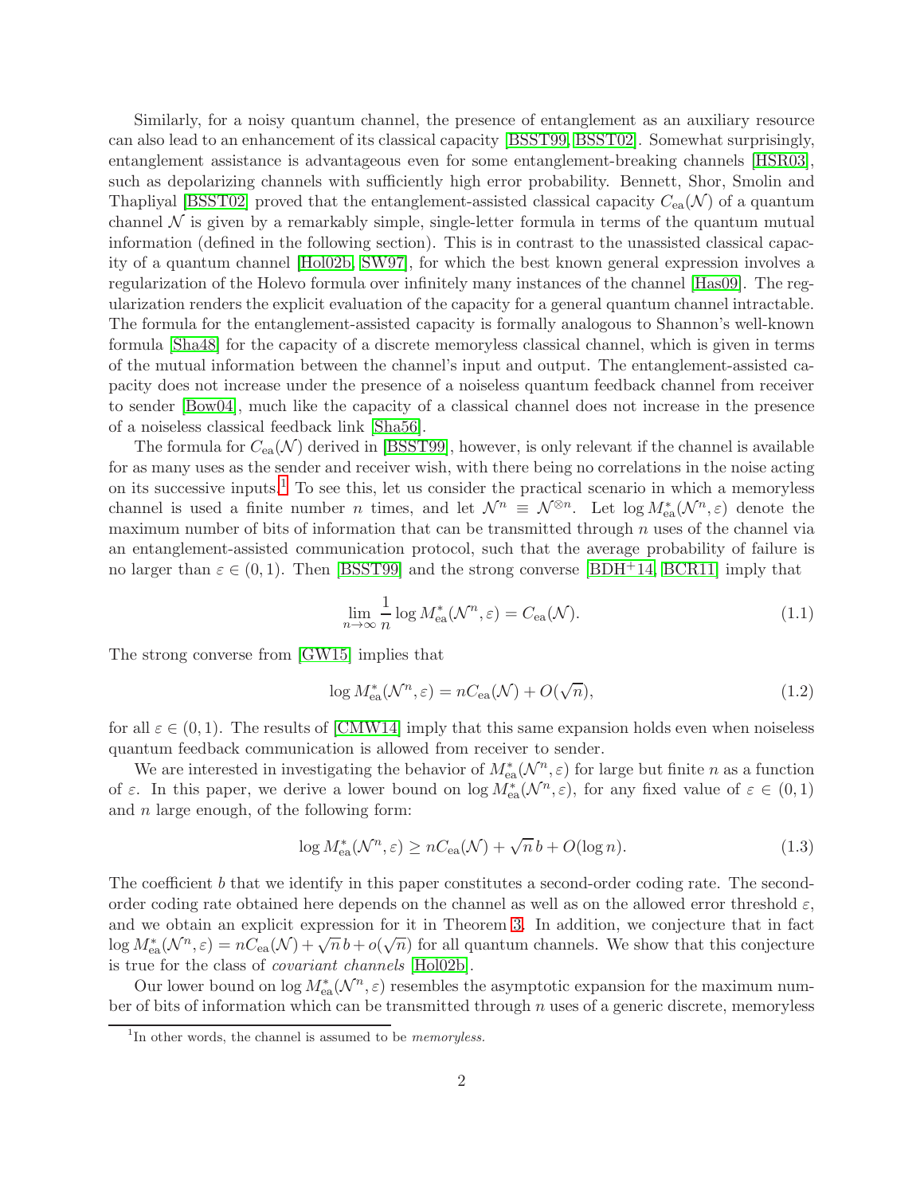Similarly, for a noisy quantum channel, the presence of entanglement as an auxiliary resource can also lead to an enhancement of its classical capacity [BSST99, BSST02]. Somewhat surprisingly, entanglement assistance is advantageous even for some entanglement-breaking channels [HSR03], such as depolarizing channels with sufficiently high error probability. Bennett, Shor, Smolin and Thapliyal [BSST02] proved that the entanglement-assisted classical capacity $C_{\rm ea}(\mathcal{N})$ of a quantum channel $\mathcal{N}$ is given by a remarkably simple, single-letter formula in terms of the quantum mutual information (defined in the following section). This is in contrast to the unassisted classical capacity of a quantum channel [Hol02b, SW97], for which the best known general expression involves a regularization of the Holevo formula over infinitely many instances of the channel [Has09]. The regularization renders the explicit evaluation of the capacity for a general quantum channel intractable. The formula for the entanglement-assisted capacity is formally analogous to Shannon's well-known formula [Sha48] for the capacity of a discrete memoryless classical channel, which is given in terms of the mutual information between the channel's input and output. The entanglement-assisted capacity does not increase under the presence of a noiseless quantum feedback channel from receiver to sender [Bow04], much like the capacity of a classical channel does not increase in the presence of a noiseless classical feedback link [Sha56].

The formula for $C_{\rm ea}(\mathcal{N})$ derived in [BSST99], however, is only relevant if the channel is available for as many uses as the sender and receiver wish, with there being no correlations in the noise acting on its successive inputs.[1] To see this, let us consider the practical scenario in which a memoryless channel is used a finite number $n$ times, and let $\mathcal{N}^n \equiv \mathcal{N}^{\otimes n}$. Let $\log M^*_{\rm ea}(\mathcal{N}^n, \varepsilon)$ denote the maximum number of bits of information that can be transmitted through $n$ uses of the channel via an entanglement-assisted communication protocol, such that the average probability of failure is no larger than $\varepsilon \in (0,1)$. Then [BSST99] and the strong converse [BDH+14, BCR11] imply that

$$\lim_{n\to\infty} \frac{1}{n} \log M^*_{\rm ea}(\mathcal{N}^n, \varepsilon) = C_{\rm ea}(\mathcal{N}). \tag{1.1}$$

The strong converse from [GW15] implies that

$$\log M^*_{\rm ea}(\mathcal{N}^n, \varepsilon) = nC_{\rm ea}(\mathcal{N}) + O(\sqrt{n}), \tag{1.2}$$

for all $\varepsilon \in (0,1)$. The results of [CMW14] imply that this same expansion holds even when noiseless quantum feedback communication is allowed from receiver to sender.

We are interested in investigating the behavior of $M^*_{\rm ea}(\mathcal{N}^n, \varepsilon)$ for large but finite $n$ as a function of $\varepsilon$. In this paper, we derive a lower bound on $\log M^*_{\rm ea}(\mathcal{N}^n, \varepsilon)$, for any fixed value of $\varepsilon \in (0,1)$ and $n$ large enough, of the following form:

$$\log M^*_{\rm ea}(\mathcal{N}^n, \varepsilon) \geq nC_{\rm ea}(\mathcal{N}) + \sqrt{n}\, b + O(\log n). \tag{1.3}$$

The coefficient $b$ that we identify in this paper constitutes a second-order coding rate. The second-order coding rate obtained here depends on the channel as well as on the allowed error threshold $\varepsilon$, and we obtain an explicit expression for it in Theorem 3. In addition, we conjecture that in fact $\log M^*_{\rm ea}(\mathcal{N}^n, \varepsilon) = nC_{\rm ea}(\mathcal{N}) + \sqrt{n}\, b + o(\sqrt{n})$ for all quantum channels. We show that this conjecture is true for the class of *covariant channels* [Hol02b].

Our lower bound on $\log M^*_{\rm ea}(\mathcal{N}^n, \varepsilon)$ resembles the asymptotic expansion for the maximum number of bits of information which can be transmitted through $n$ uses of a generic discrete, memoryless

[1] In other words, the channel is assumed to be *memoryless.*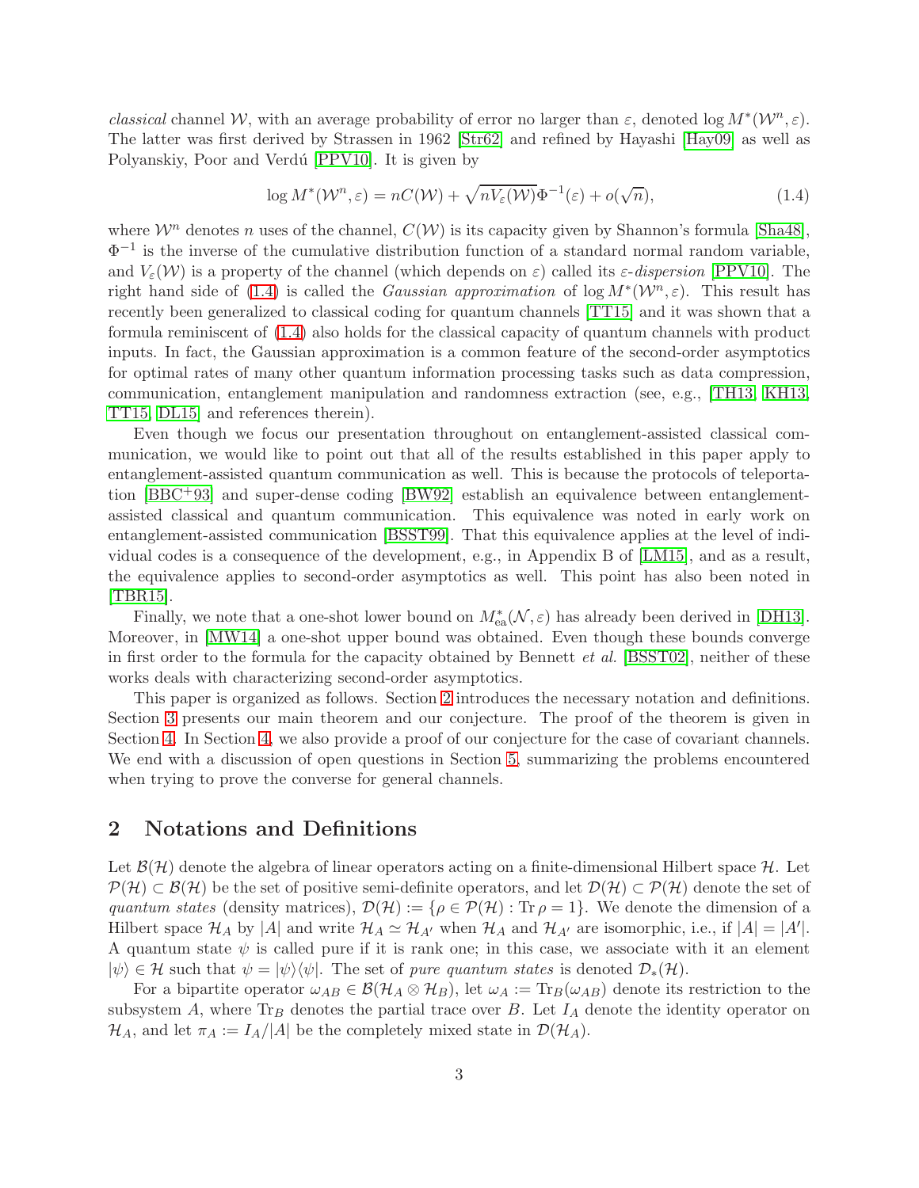*classical* channel $\mathcal{W}$, with an average probability of error no larger than $\varepsilon$, denoted $\log M^*(\mathcal{W}^n, \varepsilon)$. The latter was first derived by Strassen in 1962 [Str62] and refined by Hayashi [Hay09] as well as Polyanskiy, Poor and Verdú [PPV10]. It is given by

$$\log M^*(\mathcal{W}^n, \varepsilon) = nC(\mathcal{W}) + \sqrt{nV_\varepsilon(\mathcal{W})}\Phi^{-1}(\varepsilon) + o(\sqrt{n}), \tag{1.4}$$

where $\mathcal{W}^n$ denotes $n$ uses of the channel, $C(\mathcal{W})$ is its capacity given by Shannon's formula [Sha48], $\Phi^{-1}$ is the inverse of the cumulative distribution function of a standard normal random variable, and $V_\varepsilon(\mathcal{W})$ is a property of the channel (which depends on $\varepsilon$) called its $\varepsilon$-*dispersion* [PPV10]. The right hand side of (1.4) is called the *Gaussian approximation* of $\log M^*(\mathcal{W}^n, \varepsilon)$. This result has recently been generalized to classical coding for quantum channels [TT15] and it was shown that a formula reminiscent of (1.4) also holds for the classical capacity of quantum channels with product inputs. In fact, the Gaussian approximation is a common feature of the second-order asymptotics for optimal rates of many other quantum information processing tasks such as data compression, communication, entanglement manipulation and randomness extraction (see, e.g., [TH13, KH13, TT15, DL15] and references therein).

Even though we focus our presentation throughout on entanglement-assisted classical communication, we would like to point out that all of the results established in this paper apply to entanglement-assisted quantum communication as well. This is because the protocols of teleportation [BBC+93] and super-dense coding [BW92] establish an equivalence between entanglement-assisted classical and quantum communication. This equivalence was noted in early work on entanglement-assisted communication [BSST99]. That this equivalence applies at the level of individual codes is a consequence of the development, e.g., in Appendix B of [LM15], and as a result, the equivalence applies to second-order asymptotics as well. This point has also been noted in [TBR15].

Finally, we note that a one-shot lower bound on $M^*_{\text{ea}}(\mathcal{N}, \varepsilon)$ has already been derived in [DH13]. Moreover, in [MW14] a one-shot upper bound was obtained. Even though these bounds converge in first order to the formula for the capacity obtained by Bennett *et al.* [BSST02], neither of these works deals with characterizing second-order asymptotics.

This paper is organized as follows. Section 2 introduces the necessary notation and definitions. Section 3 presents our main theorem and our conjecture. The proof of the theorem is given in Section 4. In Section 4, we also provide a proof of our conjecture for the case of covariant channels. We end with a discussion of open questions in Section 5, summarizing the problems encountered when trying to prove the converse for general channels.

## 2 Notations and Definitions

Let $\mathcal{B}(\mathcal{H})$ denote the algebra of linear operators acting on a finite-dimensional Hilbert space $\mathcal{H}$. Let $\mathcal{P}(\mathcal{H}) \subset \mathcal{B}(\mathcal{H})$ be the set of positive semi-definite operators, and let $\mathcal{D}(\mathcal{H}) \subset \mathcal{P}(\mathcal{H})$ denote the set of *quantum states* (density matrices), $\mathcal{D}(\mathcal{H}) := \{\rho \in \mathcal{P}(\mathcal{H}) : \operatorname{Tr} \rho = 1\}$. We denote the dimension of a Hilbert space $\mathcal{H}_A$ by $|A|$ and write $\mathcal{H}_A \simeq \mathcal{H}_{A'}$ when $\mathcal{H}_A$ and $\mathcal{H}_{A'}$ are isomorphic, i.e., if $|A| = |A'|$. A quantum state $\psi$ is called pure if it is rank one; in this case, we associate with it an element $|\psi\rangle \in \mathcal{H}$ such that $\psi = |\psi\rangle\langle\psi|$. The set of *pure quantum states* is denoted $\mathcal{D}_*(\mathcal{H})$.

For a bipartite operator $\omega_{AB} \in \mathcal{B}(\mathcal{H}_A \otimes \mathcal{H}_B)$, let $\omega_A := \operatorname{Tr}_B(\omega_{AB})$ denote its restriction to the subsystem $A$, where $\operatorname{Tr}_B$ denotes the partial trace over $B$. Let $I_A$ denote the identity operator on $\mathcal{H}_A$, and let $\pi_A := I_A/|A|$ be the completely mixed state in $\mathcal{D}(\mathcal{H}_A)$.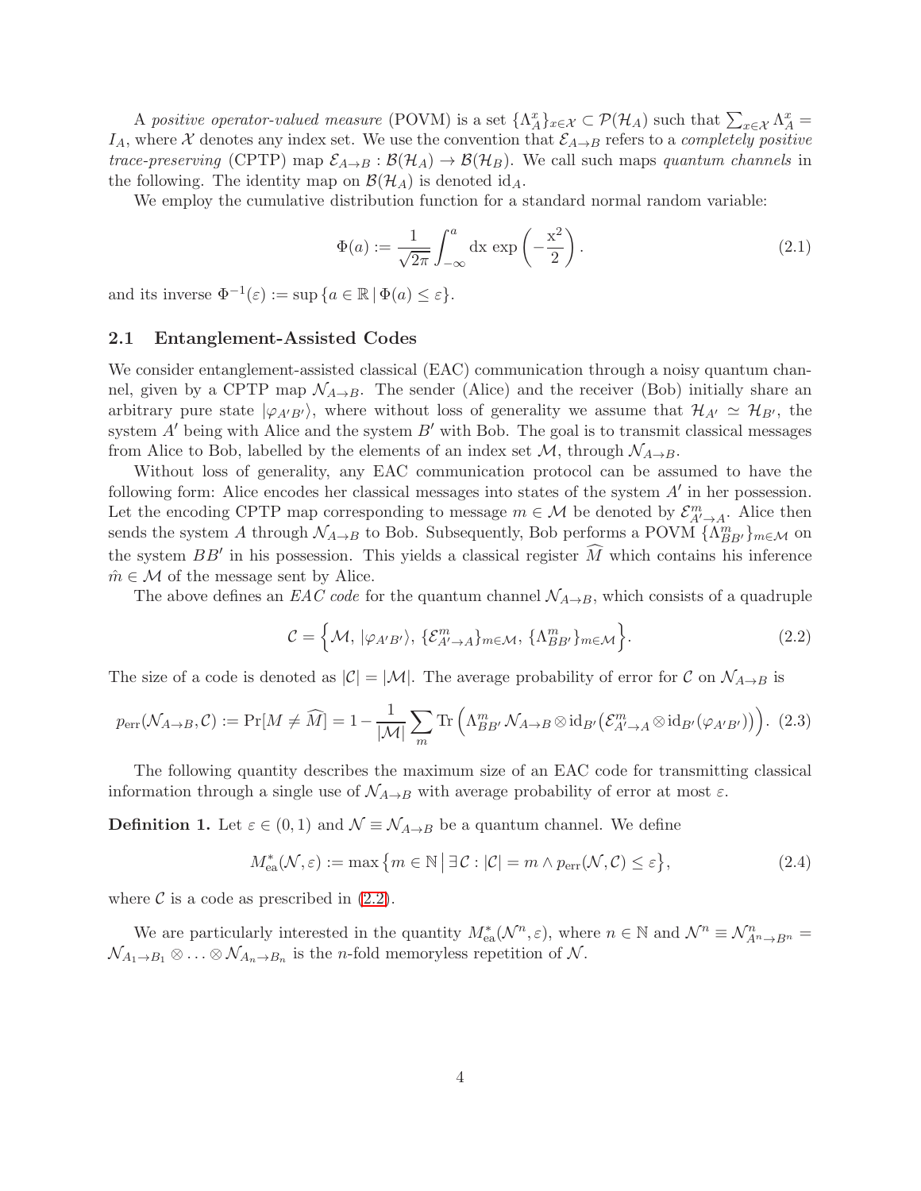A *positive operator-valued measure* (POVM) is a set $\{\Lambda_A^x\}_{x\in\mathcal{X}} \subset \mathcal{P}(\mathcal{H}_A)$ such that $\sum_{x\in\mathcal{X}} \Lambda_A^x = I_A$, where $\mathcal{X}$ denotes any index set. We use the convention that $\mathcal{E}_{A\to B}$ refers to a *completely positive trace-preserving* (CPTP) map $\mathcal{E}_{A\to B} : \mathcal{B}(\mathcal{H}_A) \to \mathcal{B}(\mathcal{H}_B)$. We call such maps *quantum channels* in the following. The identity map on $\mathcal{B}(\mathcal{H}_A)$ is denoted $\mathrm{id}_A$.

We employ the cumulative distribution function for a standard normal random variable:

$$\Phi(a) := \frac{1}{\sqrt{2\pi}} \int_{-\infty}^{a} \mathrm{dx} \, \exp\left(-\frac{\mathrm{x}^2}{2}\right). \tag{2.1}$$

and its inverse $\Phi^{-1}(\varepsilon) := \sup\{a \in \mathbb{R} \,|\, \Phi(a) \leq \varepsilon\}$.

## 2.1 Entanglement-Assisted Codes

We consider entanglement-assisted classical (EAC) communication through a noisy quantum channel, given by a CPTP map $\mathcal{N}_{A\to B}$. The sender (Alice) and the receiver (Bob) initially share an arbitrary pure state $|\varphi_{A'B'}\rangle$, where without loss of generality we assume that $\mathcal{H}_{A'} \simeq \mathcal{H}_{B'}$, the system $A'$ being with Alice and the system $B'$ with Bob. The goal is to transmit classical messages from Alice to Bob, labelled by the elements of an index set $\mathcal{M}$, through $\mathcal{N}_{A\to B}$.

Without loss of generality, any EAC communication protocol can be assumed to have the following form: Alice encodes her classical messages into states of the system $A'$ in her possession. Let the encoding CPTP map corresponding to message $m \in \mathcal{M}$ be denoted by $\mathcal{E}^m_{A'\to A}$. Alice then sends the system $A$ through $\mathcal{N}_{A\to B}$ to Bob. Subsequently, Bob performs a POVM $\{\Lambda^m_{BB'}\}_{m\in\mathcal{M}}$ on the system $BB'$ in his possession. This yields a classical register $\widehat{M}$ which contains his inference $\hat{m} \in \mathcal{M}$ of the message sent by Alice.

The above defines an *EAC code* for the quantum channel $\mathcal{N}_{A\to B}$, which consists of a quadruple

$$\mathcal{C} = \Big\{\mathcal{M},\, |\varphi_{A'B'}\rangle,\, \{\mathcal{E}^m_{A'\to A}\}_{m\in\mathcal{M}},\, \{\Lambda^m_{BB'}\}_{m\in\mathcal{M}}\Big\}. \tag{2.2}$$

The size of a code is denoted as $|\mathcal{C}| = |\mathcal{M}|$. The average probability of error for $\mathcal{C}$ on $\mathcal{N}_{A\to B}$ is

$$p_{\mathrm{err}}(\mathcal{N}_{A\to B}, \mathcal{C}) := \Pr[M \neq \widehat{M}] = 1 - \frac{1}{|\mathcal{M}|} \sum_m \mathrm{Tr}\left(\Lambda^m_{BB'}\, \mathcal{N}_{A\to B} \otimes \mathrm{id}_{B'}\big(\mathcal{E}^m_{A'\to A} \otimes \mathrm{id}_{B'}(\varphi_{A'B'})\big)\right). \tag{2.3}$$

The following quantity describes the maximum size of an EAC code for transmitting classical information through a single use of $\mathcal{N}_{A\to B}$ with average probability of error at most $\varepsilon$.

**Definition 1.** Let $\varepsilon \in (0,1)$ and $\mathcal{N} \equiv \mathcal{N}_{A\to B}$ be a quantum channel. We define

$$M^*_{\mathrm{ea}}(\mathcal{N}, \varepsilon) := \max\big\{m \in \mathbb{N} \,\big|\, \exists\, \mathcal{C} : |\mathcal{C}| = m \wedge p_{\mathrm{err}}(\mathcal{N}, \mathcal{C}) \leq \varepsilon\big\}, \tag{2.4}$$

where $\mathcal{C}$ is a code as prescribed in (2.2).

We are particularly interested in the quantity $M^*_{\mathrm{ea}}(\mathcal{N}^n, \varepsilon)$, where $n \in \mathbb{N}$ and $\mathcal{N}^n \equiv \mathcal{N}^n_{A^n\to B^n} = \mathcal{N}_{A_1\to B_1} \otimes \ldots \otimes \mathcal{N}_{A_n\to B_n}$ is the $n$-fold memoryless repetition of $\mathcal{N}$.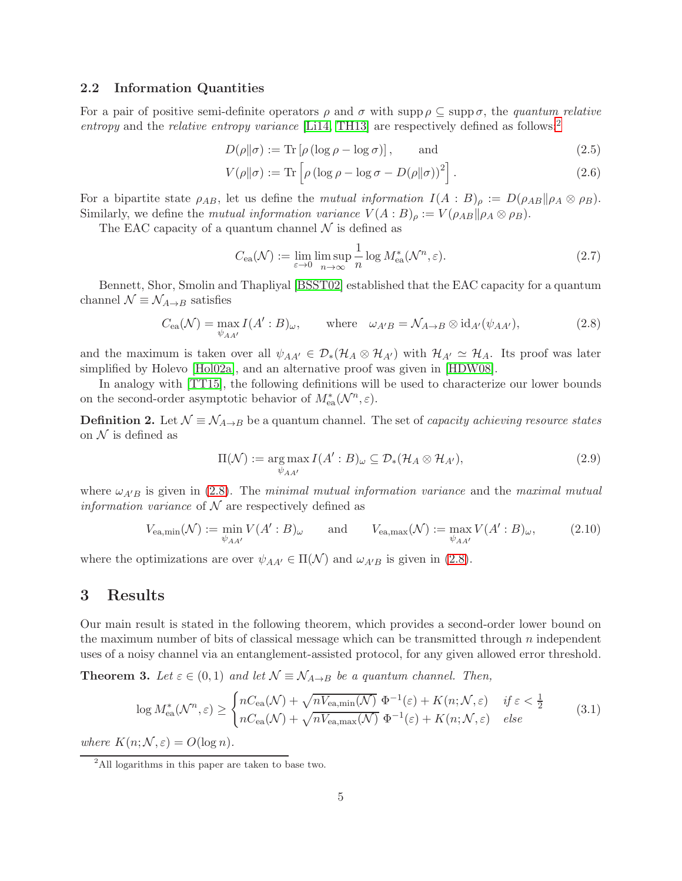### 2.2 Information Quantities

For a pair of positive semi-definite operators $\rho$ and $\sigma$ with $\operatorname{supp}\rho \subseteq \operatorname{supp}\sigma$, the *quantum relative entropy* and the *relative entropy variance* [Li14, TH13] are respectively defined as follows:[2]

$$D(\rho\|\sigma) := \operatorname{Tr}\left[\rho\left(\log\rho - \log\sigma\right)\right], \qquad \text{and} \tag{2.5}$$

$$V(\rho\|\sigma) := \operatorname{Tr}\left[\rho\left(\log\rho - \log\sigma - D(\rho\|\sigma)\right)^2\right]. \tag{2.6}$$

For a bipartite state $\rho_{AB}$, let us define the *mutual information* $I(A:B)_\rho := D(\rho_{AB}\|\rho_A\otimes\rho_B)$. Similarly, we define the *mutual information variance* $V(A:B)_\rho := V(\rho_{AB}\|\rho_A\otimes\rho_B)$.

The EAC capacity of a quantum channel $\mathcal{N}$ is defined as

$$C_{\text{ea}}(\mathcal{N}) := \lim_{\varepsilon\to 0}\limsup_{n\to\infty}\frac{1}{n}\log M^*_{\text{ea}}(\mathcal{N}^n,\varepsilon). \tag{2.7}$$

Bennett, Shor, Smolin and Thapliyal [BSST02] established that the EAC capacity for a quantum channel $\mathcal{N}\equiv\mathcal{N}_{A\to B}$ satisfies

$$C_{\text{ea}}(\mathcal{N}) = \max_{\psi_{AA'}} I(A':B)_\omega, \qquad \text{where} \quad \omega_{A'B} = \mathcal{N}_{A\to B}\otimes\text{id}_{A'}(\psi_{AA'}), \tag{2.8}$$

and the maximum is taken over all $\psi_{AA'}\in\mathcal{D}_*(\mathcal{H}_A\otimes\mathcal{H}_{A'})$ with $\mathcal{H}_{A'}\simeq\mathcal{H}_A$. Its proof was later simplified by Holevo [Hol02a], and an alternative proof was given in [HDW08].

In analogy with [TT15], the following definitions will be used to characterize our lower bounds on the second-order asymptotic behavior of $M^*_{\text{ea}}(\mathcal{N}^n,\varepsilon)$.

**Definition 2.** Let $\mathcal{N}\equiv\mathcal{N}_{A\to B}$ be a quantum channel. The set of *capacity achieving resource states* on $\mathcal{N}$ is defined as

$$\Pi(\mathcal{N}) := \arg\max_{\psi_{AA'}} I(A':B)_\omega \subseteq \mathcal{D}_*(\mathcal{H}_A\otimes\mathcal{H}_{A'}), \tag{2.9}$$

where $\omega_{A'B}$ is given in (2.8). The *minimal mutual information variance* and the *maximal mutual information variance* of $\mathcal{N}$ are respectively defined as

$$V_{\text{ea},\min}(\mathcal{N}) := \min_{\psi_{AA'}} V(A':B)_\omega \qquad \text{and} \qquad V_{\text{ea},\max}(\mathcal{N}) := \max_{\psi_{AA'}} V(A':B)_\omega, \tag{2.10}$$

where the optimizations are over $\psi_{AA'}\in\Pi(\mathcal{N})$ and $\omega_{A'B}$ is given in (2.8).

# 3 Results

Our main result is stated in the following theorem, which provides a second-order lower bound on the maximum number of bits of classical message which can be transmitted through $n$ independent uses of a noisy channel via an entanglement-assisted protocol, for any given allowed error threshold.

**Theorem 3.** *Let $\varepsilon\in(0,1)$ and let $\mathcal{N}\equiv\mathcal{N}_{A\to B}$ be a quantum channel. Then,*

$$\log M^*_{\text{ea}}(\mathcal{N}^n,\varepsilon) \geq \begin{cases} nC_{\text{ea}}(\mathcal{N}) + \sqrt{nV_{\text{ea},\min}(\mathcal{N})}\ \Phi^{-1}(\varepsilon) + K(n;\mathcal{N},\varepsilon) & \text{if } \varepsilon < \frac{1}{2} \\ nC_{\text{ea}}(\mathcal{N}) + \sqrt{nV_{\text{ea},\max}(\mathcal{N})}\ \Phi^{-1}(\varepsilon) + K(n;\mathcal{N},\varepsilon) & \text{else} \end{cases} \tag{3.1}$$

*where $K(n;\mathcal{N},\varepsilon) = O(\log n)$.*

[2] All logarithms in this paper are taken to base two.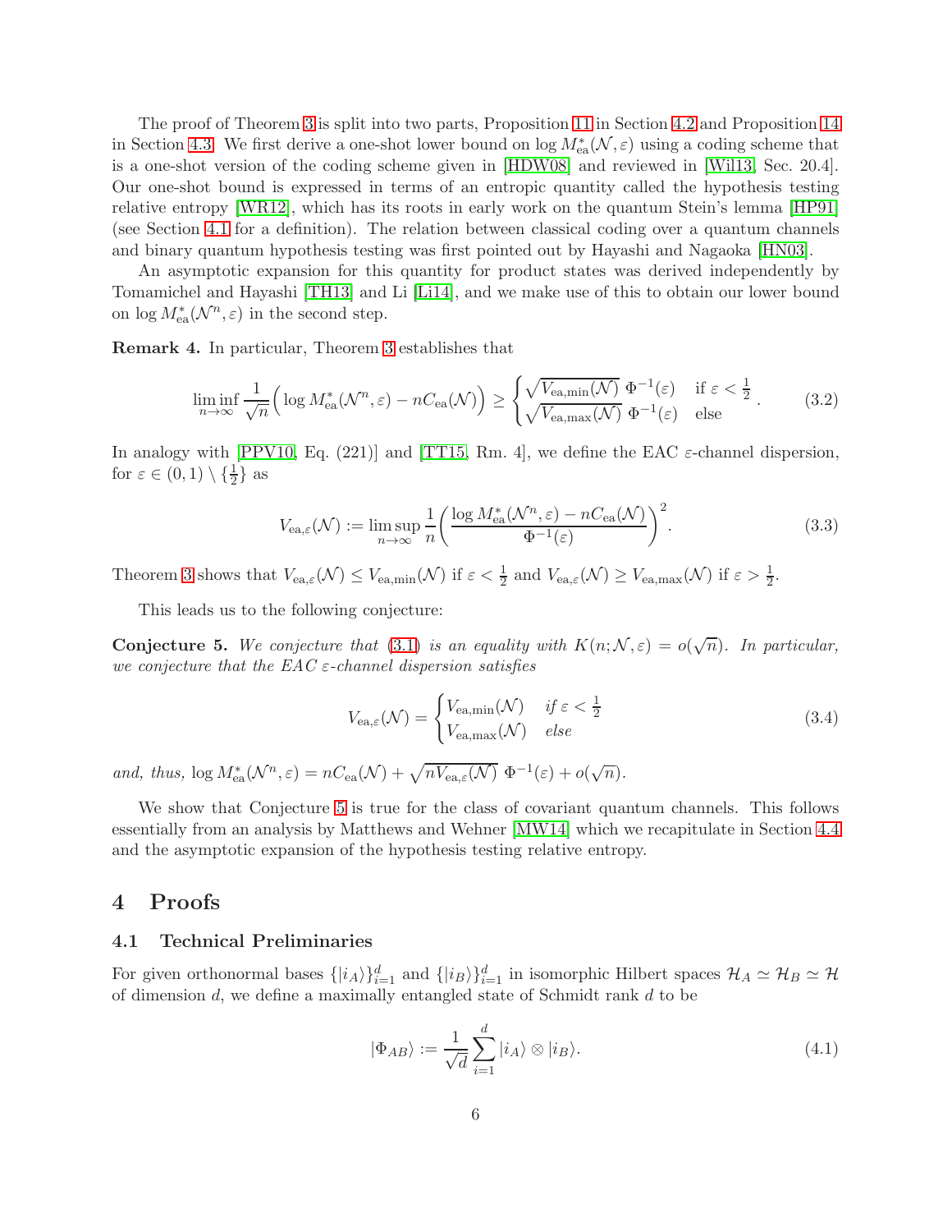The proof of Theorem 3 is split into two parts, Proposition 11 in Section 4.2 and Proposition 14 in Section 4.3. We first derive a one-shot lower bound on $\log M^*_{\text{ea}}(\mathcal{N}, \varepsilon)$ using a coding scheme that is a one-shot version of the coding scheme given in [HDW08] and reviewed in [Wil13, Sec. 20.4]. Our one-shot bound is expressed in terms of an entropic quantity called the hypothesis testing relative entropy [WR12], which has its roots in early work on the quantum Stein's lemma [HP91] (see Section 4.1 for a definition). The relation between classical coding over a quantum channels and binary quantum hypothesis testing was first pointed out by Hayashi and Nagaoka [HN03].

An asymptotic expansion for this quantity for product states was derived independently by Tomamichel and Hayashi [TH13] and Li [Li14], and we make use of this to obtain our lower bound on $\log M^*_{\text{ea}}(\mathcal{N}^n, \varepsilon)$ in the second step.

**Remark 4.** In particular, Theorem 3 establishes that

$$\liminf_{n\to\infty} \frac{1}{\sqrt{n}} \Big( \log M^*_{\text{ea}}(\mathcal{N}^n, \varepsilon) - nC_{\text{ea}}(\mathcal{N}) \Big) \geq \begin{cases} \sqrt{V_{\text{ea,min}}(\mathcal{N})}\ \Phi^{-1}(\varepsilon) & \text{if } \varepsilon < \frac{1}{2} \\ \sqrt{V_{\text{ea,max}}(\mathcal{N})}\ \Phi^{-1}(\varepsilon) & \text{else} \end{cases}. \tag{3.2}$$

In analogy with [PPV10, Eq. (221)] and [TT15, Rm. 4], we define the EAC $\varepsilon$-channel dispersion, for $\varepsilon \in (0, 1) \setminus \{\frac{1}{2}\}$ as

$$V_{\text{ea},\varepsilon}(\mathcal{N}) := \limsup_{n\to\infty} \frac{1}{n} \bigg( \frac{\log M^*_{\text{ea}}(\mathcal{N}^n, \varepsilon) - nC_{\text{ea}}(\mathcal{N})}{\Phi^{-1}(\varepsilon)} \bigg)^2. \tag{3.3}$$

Theorem 3 shows that $V_{\text{ea},\varepsilon}(\mathcal{N}) \leq V_{\text{ea,min}}(\mathcal{N})$ if $\varepsilon < \frac{1}{2}$ and $V_{\text{ea},\varepsilon}(\mathcal{N}) \geq V_{\text{ea,max}}(\mathcal{N})$ if $\varepsilon > \frac{1}{2}$.

This leads us to the following conjecture:

**Conjecture 5.** *We conjecture that (3.1) is an equality with $K(n; \mathcal{N}, \varepsilon) = o(\sqrt{n})$. In particular, we conjecture that the EAC $\varepsilon$-channel dispersion satisfies*

$$V_{\text{ea},\varepsilon}(\mathcal{N}) = \begin{cases} V_{\text{ea,min}}(\mathcal{N}) & \text{if } \varepsilon < \frac{1}{2} \\ V_{\text{ea,max}}(\mathcal{N}) & \text{else} \end{cases} \tag{3.4}$$

*and, thus,* $\log M^*_{\text{ea}}(\mathcal{N}^n, \varepsilon) = nC_{\text{ea}}(\mathcal{N}) + \sqrt{nV_{\text{ea},\varepsilon}(\mathcal{N})}\ \Phi^{-1}(\varepsilon) + o(\sqrt{n})$.

We show that Conjecture 5 is true for the class of covariant quantum channels. This follows essentially from an analysis by Matthews and Wehner [MW14] which we recapitulate in Section 4.4 and the asymptotic expansion of the hypothesis testing relative entropy.

# 4 Proofs

## 4.1 Technical Preliminaries

For given orthonormal bases $\{|i_A\rangle\}_{i=1}^d$ and $\{|i_B\rangle\}_{i=1}^d$ in isomorphic Hilbert spaces $\mathcal{H}_A \simeq \mathcal{H}_B \simeq \mathcal{H}$ of dimension $d$, we define a maximally entangled state of Schmidt rank $d$ to be

$$|\Phi_{AB}\rangle := \frac{1}{\sqrt{d}} \sum_{i=1}^{d} |i_A\rangle \otimes |i_B\rangle. \tag{4.1}$$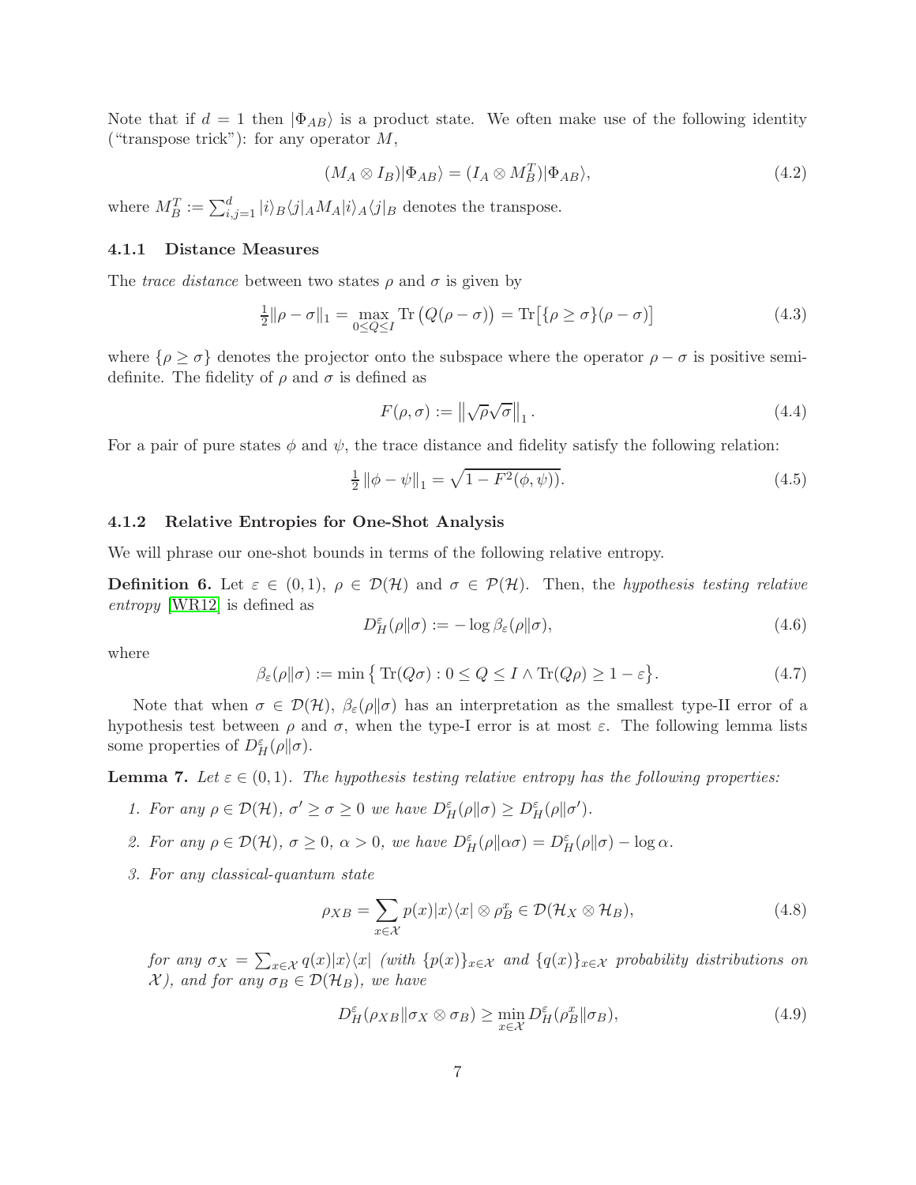Note that if $d = 1$ then $|\Phi_{AB}\rangle$ is a product state. We often make use of the following identity ("transpose trick"): for any operator $M$,

$$(M_A \otimes I_B)|\Phi_{AB}\rangle = (I_A \otimes M_B^T)|\Phi_{AB}\rangle, \tag{4.2}$$

where $M_B^T := \sum_{i,j=1}^d |i\rangle_B \langle j|_A M_A |i\rangle_A \langle j|_B$ denotes the transpose.

### 4.1.1 Distance Measures

The *trace distance* between two states $\rho$ and $\sigma$ is given by

$$\tfrac{1}{2}\|\rho - \sigma\|_1 = \max_{0 \le Q \le I} \operatorname{Tr}\big(Q(\rho - \sigma)\big) = \operatorname{Tr}\big[\{\rho \ge \sigma\}(\rho - \sigma)\big] \tag{4.3}$$

where $\{\rho \ge \sigma\}$ denotes the projector onto the subspace where the operator $\rho - \sigma$ is positive semi-definite. The fidelity of $\rho$ and $\sigma$ is defined as

$$F(\rho, \sigma) := \left\|\sqrt{\rho}\sqrt{\sigma}\right\|_1. \tag{4.4}$$

For a pair of pure states $\phi$ and $\psi$, the trace distance and fidelity satisfy the following relation:

$$\tfrac{1}{2}\left\|\phi - \psi\right\|_1 = \sqrt{1 - F^2(\phi, \psi)}. \tag{4.5}$$

### 4.1.2 Relative Entropies for One-Shot Analysis

We will phrase our one-shot bounds in terms of the following relative entropy.

**Definition 6.** Let $\varepsilon \in (0, 1)$, $\rho \in \mathcal{D}(\mathcal{H})$ and $\sigma \in \mathcal{P}(\mathcal{H})$. Then, the *hypothesis testing relative entropy* [WR12] is defined as

$$D_H^\varepsilon(\rho\|\sigma) := -\log \beta_\varepsilon(\rho\|\sigma), \tag{4.6}$$

where

$$\beta_\varepsilon(\rho\|\sigma) := \min\big\{ \operatorname{Tr}(Q\sigma) : 0 \le Q \le I \wedge \operatorname{Tr}(Q\rho) \ge 1 - \varepsilon \big\}. \tag{4.7}$$

Note that when $\sigma \in \mathcal{D}(\mathcal{H})$, $\beta_\varepsilon(\rho\|\sigma)$ has an interpretation as the smallest type-II error of a hypothesis test between $\rho$ and $\sigma$, when the type-I error is at most $\varepsilon$. The following lemma lists some properties of $D_H^\varepsilon(\rho\|\sigma)$.

**Lemma 7.** *Let $\varepsilon \in (0, 1)$. The hypothesis testing relative entropy has the following properties:*

1. *For any $\rho \in \mathcal{D}(\mathcal{H})$, $\sigma' \ge \sigma \ge 0$ we have $D_H^\varepsilon(\rho\|\sigma) \ge D_H^\varepsilon(\rho\|\sigma')$.*
2. *For any $\rho \in \mathcal{D}(\mathcal{H})$, $\sigma \ge 0$, $\alpha > 0$, we have $D_H^\varepsilon(\rho\|\alpha\sigma) = D_H^\varepsilon(\rho\|\sigma) - \log \alpha$.*
3. *For any classical-quantum state*

$$\rho_{XB} = \sum_{x \in \mathcal{X}} p(x)|x\rangle\langle x| \otimes \rho_B^x \in \mathcal{D}(\mathcal{H}_X \otimes \mathcal{H}_B), \tag{4.8}$$

*for any $\sigma_X = \sum_{x \in \mathcal{X}} q(x)|x\rangle\langle x|$ (with $\{p(x)\}_{x \in \mathcal{X}}$ and $\{q(x)\}_{x \in \mathcal{X}}$ probability distributions on $\mathcal{X}$), and for any $\sigma_B \in \mathcal{D}(\mathcal{H}_B)$, we have*

$$D_H^\varepsilon(\rho_{XB}\|\sigma_X \otimes \sigma_B) \ge \min_{x \in \mathcal{X}} D_H^\varepsilon(\rho_B^x\|\sigma_B), \tag{4.9}$$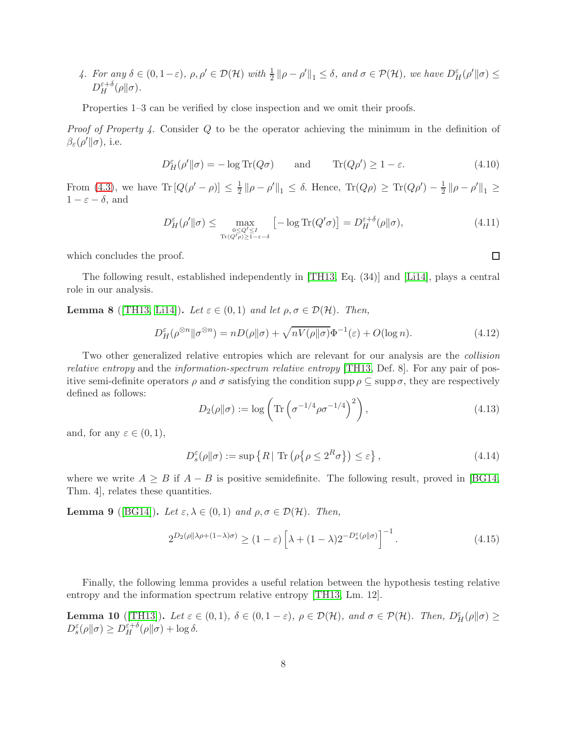4. *For any $\delta \in (0, 1-\varepsilon)$, $\rho, \rho' \in \mathcal{D}(\mathcal{H})$ with $\frac{1}{2}\|\rho - \rho'\|_1 \leq \delta$, and $\sigma \in \mathcal{P}(\mathcal{H})$, we have $D_H^\varepsilon(\rho'\|\sigma) \leq D_H^{\varepsilon+\delta}(\rho\|\sigma)$.*

Properties 1–3 can be verified by close inspection and we omit their proofs.

*Proof of Property 4.* Consider $Q$ to be the operator achieving the minimum in the definition of $\beta_\varepsilon(\rho'\|\sigma)$, i.e.

$$D_H^\varepsilon(\rho'\|\sigma) = -\log \mathrm{Tr}(Q\sigma) \qquad \text{and} \qquad \mathrm{Tr}(Q\rho') \geq 1 - \varepsilon. \tag{4.10}$$

From (4.3), we have $\mathrm{Tr}\left[Q(\rho' - \rho)\right] \leq \frac{1}{2}\|\rho - \rho'\|_1 \leq \delta$. Hence, $\mathrm{Tr}(Q\rho) \geq \mathrm{Tr}(Q\rho') - \frac{1}{2}\|\rho - \rho'\|_1 \geq 1 - \varepsilon - \delta$, and

$$D_H^\varepsilon(\rho'\|\sigma) \leq \max_{\substack{0 \leq Q' \leq I \\ \mathrm{Tr}(Q'\rho) \geq 1-\varepsilon-\delta}} \left[-\log \mathrm{Tr}(Q'\sigma)\right] = D_H^{\varepsilon+\delta}(\rho\|\sigma), \tag{4.11}$$

which concludes the proof. $\square$

The following result, established independently in [TH13, Eq. (34)] and [Li14], plays a central role in our analysis.

**Lemma 8** ([TH13, Li14])**.** *Let $\varepsilon \in (0,1)$ and let $\rho, \sigma \in \mathcal{D}(\mathcal{H})$. Then,*

$$D_H^\varepsilon(\rho^{\otimes n}\|\sigma^{\otimes n}) = nD(\rho\|\sigma) + \sqrt{nV(\rho\|\sigma)}\Phi^{-1}(\varepsilon) + O(\log n). \tag{4.12}$$

Two other generalized relative entropies which are relevant for our analysis are the *collision relative entropy* and the *information-spectrum relative entropy* [TH13, Def. 8]. For any pair of positive semi-definite operators $\rho$ and $\sigma$ satisfying the condition $\mathrm{supp}\,\rho \subseteq \mathrm{supp}\,\sigma$, they are respectively defined as follows:

$$D_2(\rho\|\sigma) := \log\left(\mathrm{Tr}\left(\sigma^{-1/4}\rho\sigma^{-1/4}\right)^2\right), \tag{4.13}$$

and, for any $\varepsilon \in (0,1)$,

$$D_s^\varepsilon(\rho\|\sigma) := \sup\left\{R \,\middle|\, \mathrm{Tr}\left(\rho\{\rho \leq 2^R\sigma\}\right) \leq \varepsilon\right\}, \tag{4.14}$$

where we write $A \geq B$ if $A - B$ is positive semidefinite. The following result, proved in [BG14, Thm. 4], relates these quantities.

**Lemma 9** ([BG14])**.** *Let $\varepsilon, \lambda \in (0,1)$ and $\rho, \sigma \in \mathcal{D}(\mathcal{H})$. Then,*

$$2^{D_2(\rho\|\lambda\rho+(1-\lambda)\sigma)} \geq (1-\varepsilon)\left[\lambda + (1-\lambda)2^{-D_s^\varepsilon(\rho\|\sigma)}\right]^{-1}. \tag{4.15}$$

Finally, the following lemma provides a useful relation between the hypothesis testing relative entropy and the information spectrum relative entropy [TH13, Lm. 12].

**Lemma 10** ([TH13])**.** *Let $\varepsilon \in (0,1)$, $\delta \in (0, 1-\varepsilon)$, $\rho \in \mathcal{D}(\mathcal{H})$, and $\sigma \in \mathcal{P}(\mathcal{H})$. Then, $D_H^\varepsilon(\rho\|\sigma) \geq D_s^\varepsilon(\rho\|\sigma) \geq D_H^{\varepsilon+\delta}(\rho\|\sigma) + \log\delta$.*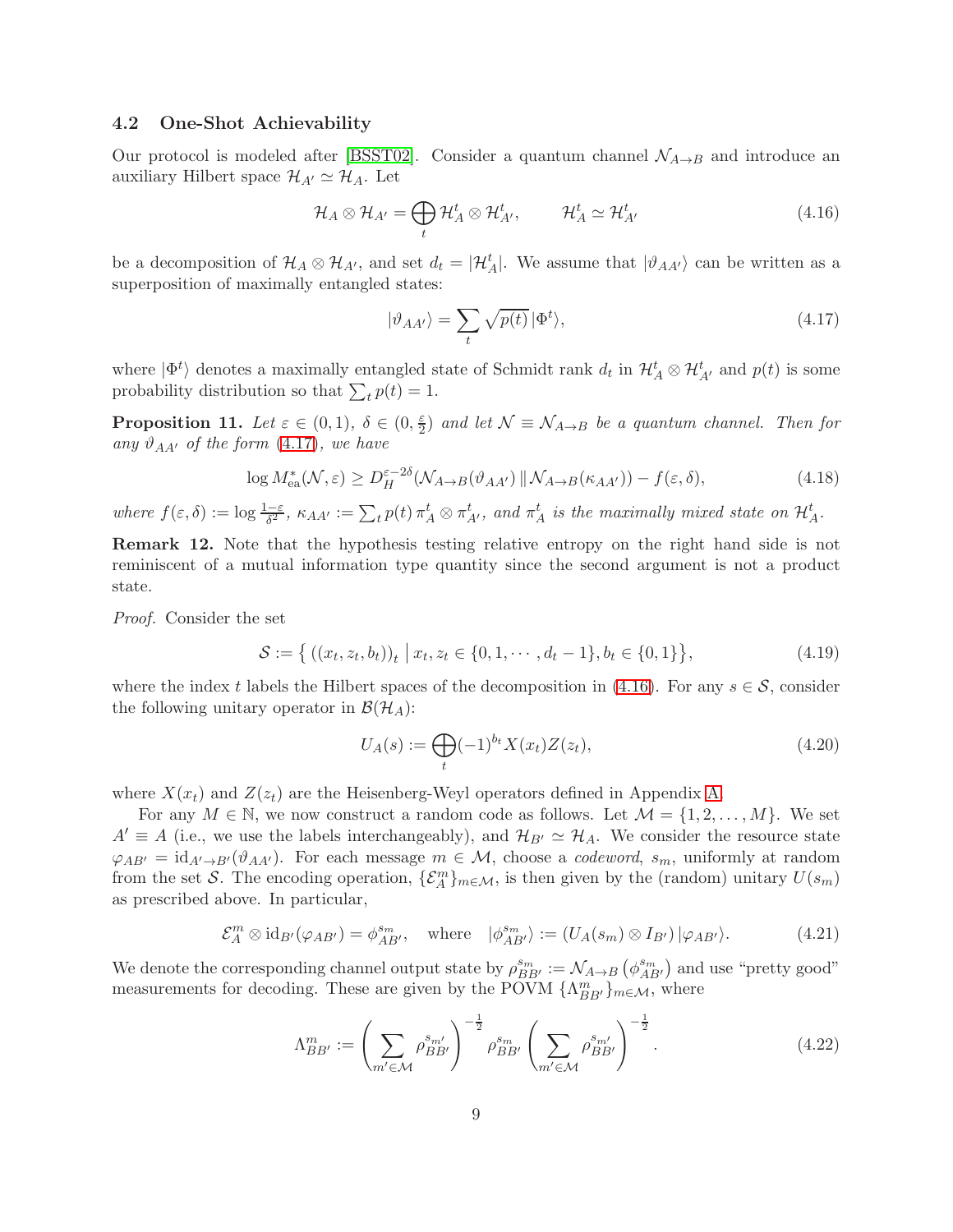### 4.2 One-Shot Achievability

Our protocol is modeled after [BSST02]. Consider a quantum channel $\mathcal{N}_{A\to B}$ and introduce an auxiliary Hilbert space $\mathcal{H}_{A'} \simeq \mathcal{H}_A$. Let

$$\mathcal{H}_A \otimes \mathcal{H}_{A'} = \bigoplus_t \mathcal{H}_A^t \otimes \mathcal{H}_{A'}^t, \qquad \mathcal{H}_A^t \simeq \mathcal{H}_{A'}^t \tag{4.16}$$

be a decomposition of $\mathcal{H}_A \otimes \mathcal{H}_{A'}$, and set $d_t = |\mathcal{H}_A^t|$. We assume that $|\vartheta_{AA'}\rangle$ can be written as a superposition of maximally entangled states:

$$|\vartheta_{AA'}\rangle = \sum_t \sqrt{p(t)}\,|\Phi^t\rangle, \tag{4.17}$$

where $|\Phi^t\rangle$ denotes a maximally entangled state of Schmidt rank $d_t$ in $\mathcal{H}_A^t \otimes \mathcal{H}_{A'}^t$ and $p(t)$ is some probability distribution so that $\sum_t p(t) = 1$.

**Proposition 11.** *Let $\varepsilon \in (0,1)$, $\delta \in (0, \frac{\varepsilon}{2})$ and let $\mathcal{N} \equiv \mathcal{N}_{A\to B}$ be a quantum channel. Then for any $\vartheta_{AA'}$ of the form (4.17), we have*

$$\log M^*_{\mathrm{ea}}(\mathcal{N}, \varepsilon) \geq D_H^{\varepsilon - 2\delta}(\mathcal{N}_{A\to B}(\vartheta_{AA'}) \,\|\, \mathcal{N}_{A\to B}(\kappa_{AA'})) - f(\varepsilon, \delta), \tag{4.18}$$

*where $f(\varepsilon,\delta) := \log \frac{1-\varepsilon}{\delta^2}$, $\kappa_{AA'} := \sum_t p(t)\, \pi_A^t \otimes \pi_{A'}^t$, and $\pi_A^t$ is the maximally mixed state on $\mathcal{H}_A^t$.*

**Remark 12.** Note that the hypothesis testing relative entropy on the right hand side is not reminiscent of a mutual information type quantity since the second argument is not a product state.

*Proof.* Consider the set

$$\mathcal{S} := \big\{ \left((x_t, z_t, b_t)\right)_t \,\big|\, x_t, z_t \in \{0, 1, \cdots, d_t - 1\}, b_t \in \{0,1\} \big\}, \tag{4.19}$$

where the index $t$ labels the Hilbert spaces of the decomposition in (4.16). For any $s \in \mathcal{S}$, consider the following unitary operator in $\mathcal{B}(\mathcal{H}_A)$:

$$U_A(s) := \bigoplus_t (-1)^{b_t} X(x_t) Z(z_t), \tag{4.20}$$

where $X(x_t)$ and $Z(z_t)$ are the Heisenberg-Weyl operators defined in Appendix A.

For any $M \in \mathbb{N}$, we now construct a random code as follows. Let $\mathcal{M} = \{1, 2, \ldots, M\}$. We set $A' \equiv A$ (i.e., we use the labels interchangeably), and $\mathcal{H}_{B'} \simeq \mathcal{H}_A$. We consider the resource state $\varphi_{AB'} = \mathrm{id}_{A'\to B'}(\vartheta_{AA'})$. For each message $m \in \mathcal{M}$, choose a *codeword*, $s_m$, uniformly at random from the set $\mathcal{S}$. The encoding operation, $\{\mathcal{E}_A^m\}_{m\in\mathcal{M}}$, is then given by the (random) unitary $U(s_m)$ as prescribed above. In particular,

$$\mathcal{E}_A^m \otimes \mathrm{id}_{B'}(\varphi_{AB'}) = \phi_{AB'}^{s_m}, \quad \text{where} \quad |\phi_{AB'}^{s_m}\rangle := (U_A(s_m) \otimes I_{B'})\,|\varphi_{AB'}\rangle. \tag{4.21}$$

We denote the corresponding channel output state by $\rho_{BB'}^{s_m} := \mathcal{N}_{A\to B}\left(\phi_{AB'}^{s_m}\right)$ and use "pretty good" measurements for decoding. These are given by the POVM $\{\Lambda_{BB'}^m\}_{m\in\mathcal{M}}$, where

$$\Lambda_{BB'}^m := \left(\sum_{m'\in\mathcal{M}} \rho_{BB'}^{s_{m'}}\right)^{-\frac{1}{2}} \rho_{BB'}^{s_m} \left(\sum_{m'\in\mathcal{M}} \rho_{BB'}^{s_{m'}}\right)^{-\frac{1}{2}}. \tag{4.22}$$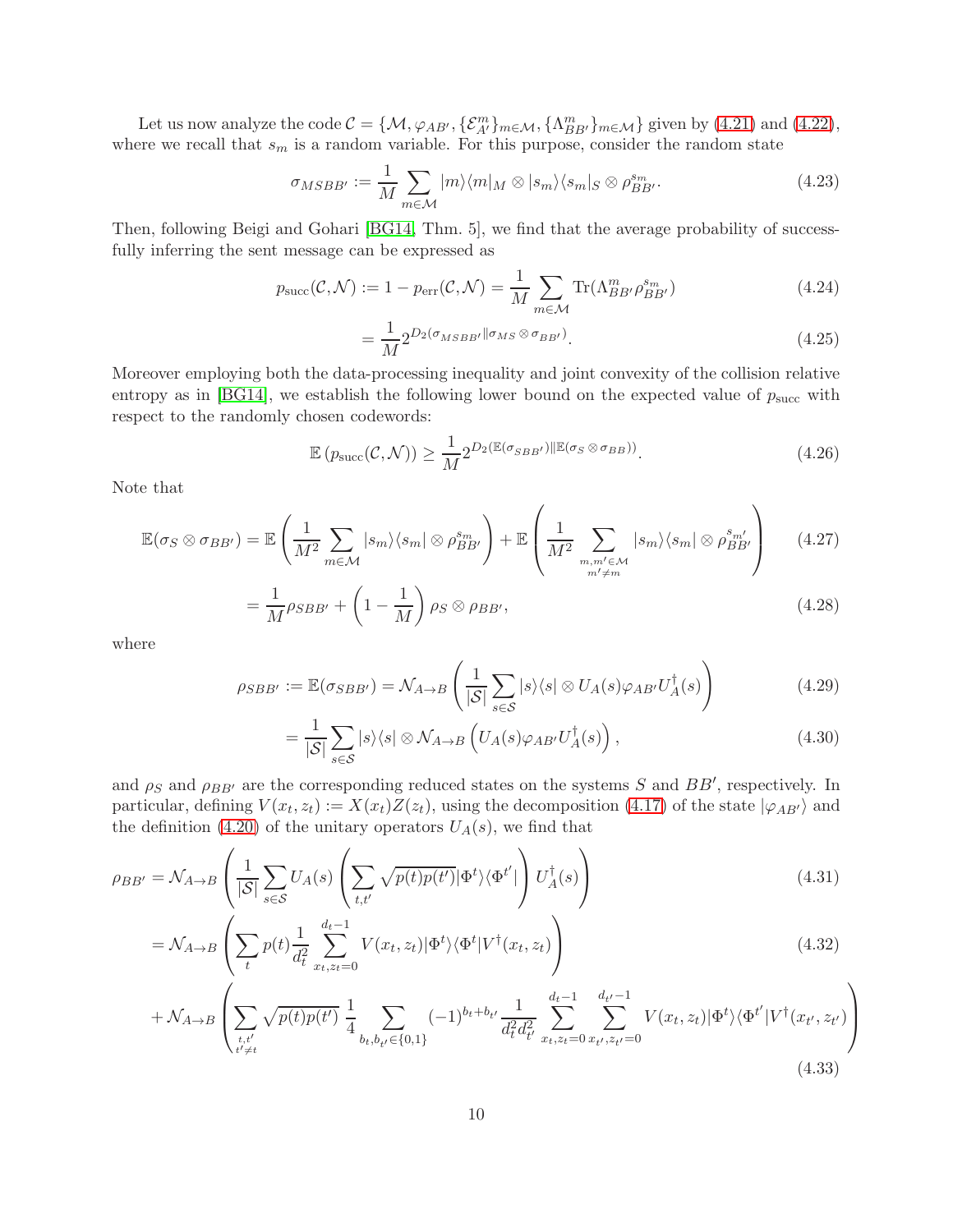Let us now analyze the code $\mathcal{C} = \{\mathcal{M}, \varphi_{AB'}, \{\mathcal{E}^m_{A'}\}_{m\in\mathcal{M}}, \{\Lambda^m_{BB'}\}_{m\in\mathcal{M}}\}$ given by (4.21) and (4.22), where we recall that $s_m$ is a random variable. For this purpose, consider the random state

$$\sigma_{MSBB'} := \frac{1}{M}\sum_{m\in\mathcal{M}} |m\rangle\langle m|_M \otimes |s_m\rangle\langle s_m|_S \otimes \rho^{s_m}_{BB'}. \tag{4.23}$$

Then, following Beigi and Gohari [BG14, Thm. 5], we find that the average probability of successfully inferring the sent message can be expressed as

$$p_{\text{succ}}(\mathcal{C},\mathcal{N}) := 1 - p_{\text{err}}(\mathcal{C},\mathcal{N}) = \frac{1}{M}\sum_{m\in\mathcal{M}} \text{Tr}(\Lambda^m_{BB'}\rho^{s_m}_{BB'}) \tag{4.24}$$

$$= \frac{1}{M} 2^{D_2(\sigma_{MSBB'}\|\sigma_{MS}\otimes\sigma_{BB'})}. \tag{4.25}$$

Moreover employing both the data-processing inequality and joint convexity of the collision relative entropy as in [BG14], we establish the following lower bound on the expected value of $p_{\text{succ}}$ with respect to the randomly chosen codewords:

$$\mathbb{E}\left(p_{\text{succ}}(\mathcal{C},\mathcal{N})\right) \geq \frac{1}{M} 2^{D_2(\mathbb{E}(\sigma_{SBB'})\|\mathbb{E}(\sigma_S\otimes\sigma_{BB}))}. \tag{4.26}$$

Note that

$$\mathbb{E}(\sigma_S\otimes\sigma_{BB'}) = \mathbb{E}\left(\frac{1}{M^2}\sum_{m\in\mathcal{M}} |s_m\rangle\langle s_m| \otimes \rho^{s_m}_{BB'}\right) + \mathbb{E}\left(\frac{1}{M^2}\sum_{\substack{m,m'\in\mathcal{M}\\ m'\neq m}} |s_m\rangle\langle s_m| \otimes \rho^{s_{m'}}_{BB'}\right) \tag{4.27}$$

$$= \frac{1}{M}\rho_{SBB'} + \left(1-\frac{1}{M}\right)\rho_S\otimes\rho_{BB'}, \tag{4.28}$$

where

$$\rho_{SBB'} := \mathbb{E}(\sigma_{SBB'}) = \mathcal{N}_{A\to B}\left(\frac{1}{|\mathcal{S}|}\sum_{s\in\mathcal{S}} |s\rangle\langle s| \otimes U_A(s)\varphi_{AB'}U^\dagger_A(s)\right) \tag{4.29}$$

$$= \frac{1}{|\mathcal{S}|}\sum_{s\in\mathcal{S}} |s\rangle\langle s| \otimes \mathcal{N}_{A\to B}\left(U_A(s)\varphi_{AB'}U^\dagger_A(s)\right), \tag{4.30}$$

and $\rho_S$ and $\rho_{BB'}$ are the corresponding reduced states on the systems $S$ and $BB'$, respectively. In particular, defining $V(x_t,z_t) := X(x_t)Z(z_t)$, using the decomposition (4.17) of the state $|\varphi_{AB'}\rangle$ and the definition (4.20) of the unitary operators $U_A(s)$, we find that

$$\rho_{BB'} = \mathcal{N}_{A\to B}\left(\frac{1}{|\mathcal{S}|}\sum_{s\in\mathcal{S}} U_A(s)\left(\sum_{t,t'}\sqrt{p(t)p(t')}|\Phi^t\rangle\langle\Phi^{t'}|\right)U^\dagger_A(s)\right) \tag{4.31}$$

$$= \mathcal{N}_{A\to B}\left(\sum_t p(t)\frac{1}{d_t^2}\sum_{x_t,z_t=0}^{d_t-1} V(x_t,z_t)|\Phi^t\rangle\langle\Phi^t|V^\dagger(x_t,z_t)\right) \tag{4.32}$$

$$+ \mathcal{N}_{A\to B}\left(\sum_{\substack{t,t'\\ t'\neq t}}\sqrt{p(t)p(t')}\,\frac{1}{4}\sum_{b_t,b_{t'}\in\{0,1\}}(-1)^{b_t+b_{t'}}\frac{1}{d_t^2 d_{t'}^2}\sum_{x_t,z_t=0}^{d_t-1}\sum_{x_{t'},z_{t'}=0}^{d_{t'}-1} V(x_t,z_t)|\Phi^t\rangle\langle\Phi^{t'}|V^\dagger(x_{t'},z_{t'})\right) \tag{4.33}$$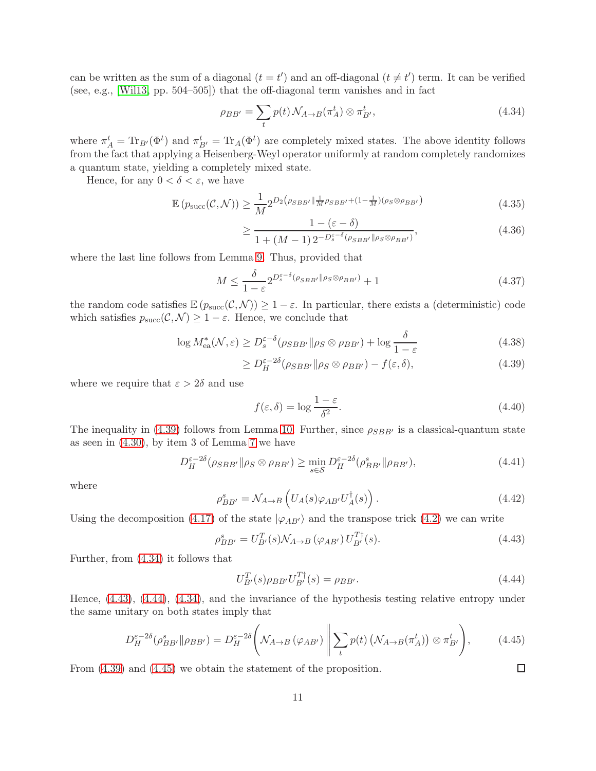can be written as the sum of a diagonal ($t = t'$) and an off-diagonal ($t \neq t'$) term. It can be verified (see, e.g., [Wil13, pp. 504–505]) that the off-diagonal term vanishes and in fact

$$\rho_{BB'} = \sum_t p(t)\, \mathcal{N}_{A\to B}(\pi_A^t) \otimes \pi_{B'}^t, \tag{4.34}$$

where $\pi_A^t = \mathrm{Tr}_{B'}(\Phi^t)$ and $\pi_{B'}^t = \mathrm{Tr}_A(\Phi^t)$ are completely mixed states. The above identity follows from the fact that applying a Heisenberg-Weyl operator uniformly at random completely randomizes a quantum state, yielding a completely mixed state.

Hence, for any $0 < \delta < \varepsilon$, we have

$$\mathbb{E}\left(p_{\mathrm{succ}}(\mathcal{C}, \mathcal{N})\right) \geq \frac{1}{M} 2^{D_2\left(\rho_{SBB'} \| \frac{1}{M}\rho_{SBB'} + (1-\frac{1}{M})(\rho_S \otimes \rho_{BB'})\right)} \tag{4.35}$$

$$\geq \frac{1 - (\varepsilon - \delta)}{1 + (M-1)\, 2^{-D_s^{\varepsilon-\delta}(\rho_{SBB'} \| \rho_S \otimes \rho_{BB'})}}, \tag{4.36}$$

where the last line follows from Lemma 9. Thus, provided that

$$M \leq \frac{\delta}{1-\varepsilon} 2^{D_s^{\varepsilon-\delta}(\rho_{SBB'} \| \rho_S \otimes \rho_{BB'})} + 1 \tag{4.37}$$

the random code satisfies $\mathbb{E}\left(p_{\mathrm{succ}}(\mathcal{C}, \mathcal{N})\right) \geq 1 - \varepsilon$. In particular, there exists a (deterministic) code which satisfies $p_{\mathrm{succ}}(\mathcal{C}, \mathcal{N}) \geq 1 - \varepsilon$. Hence, we conclude that

$$\log M_{\mathrm{ea}}^*(\mathcal{N}, \varepsilon) \geq D_s^{\varepsilon-\delta}(\rho_{SBB'} \| \rho_S \otimes \rho_{BB'}) + \log \frac{\delta}{1-\varepsilon} \tag{4.38}$$

$$\geq D_H^{\varepsilon-2\delta}(\rho_{SBB'} \| \rho_S \otimes \rho_{BB'}) - f(\varepsilon, \delta), \tag{4.39}$$

where we require that $\varepsilon > 2\delta$ and use

$$f(\varepsilon, \delta) = \log \frac{1-\varepsilon}{\delta^2}. \tag{4.40}$$

The inequality in (4.39) follows from Lemma 10. Further, since $\rho_{SBB'}$ is a classical-quantum state as seen in (4.30), by item 3 of Lemma 7 we have

$$D_H^{\varepsilon-2\delta}(\rho_{SBB'} \| \rho_S \otimes \rho_{BB'}) \geq \min_{s \in \mathcal{S}} D_H^{\varepsilon-2\delta}(\rho_{BB'}^s \| \rho_{BB'}), \tag{4.41}$$

where

$$\rho_{BB'}^s = \mathcal{N}_{A\to B}\left(U_A(s) \varphi_{AB'} U_A^\dagger(s)\right). \tag{4.42}$$

Using the decomposition (4.17) of the state $|\varphi_{AB'}\rangle$ and the transpose trick (4.2) we can write

$$\rho_{BB'}^s = U_{B'}^T(s) \mathcal{N}_{A\to B}\left(\varphi_{AB'}\right) U_{B'}^{T\dagger}(s). \tag{4.43}$$

Further, from (4.34) it follows that

$$U_{B'}^T(s) \rho_{BB'} U_{B'}^{T\dagger}(s) = \rho_{BB'}. \tag{4.44}$$

Hence, (4.43), (4.44), (4.34), and the invariance of the hypothesis testing relative entropy under the same unitary on both states imply that

$$D_H^{\varepsilon-2\delta}(\rho_{BB'}^s \| \rho_{BB'}) = D_H^{\varepsilon-2\delta}\left(\mathcal{N}_{A\to B}\left(\varphi_{AB'}\right) \middle\| \sum_t p(t) \left(\mathcal{N}_{A\to B}(\pi_A^t)\right) \otimes \pi_{B'}^t\right), \tag{4.45}$$

From (4.39) and (4.45) we obtain the statement of the proposition. □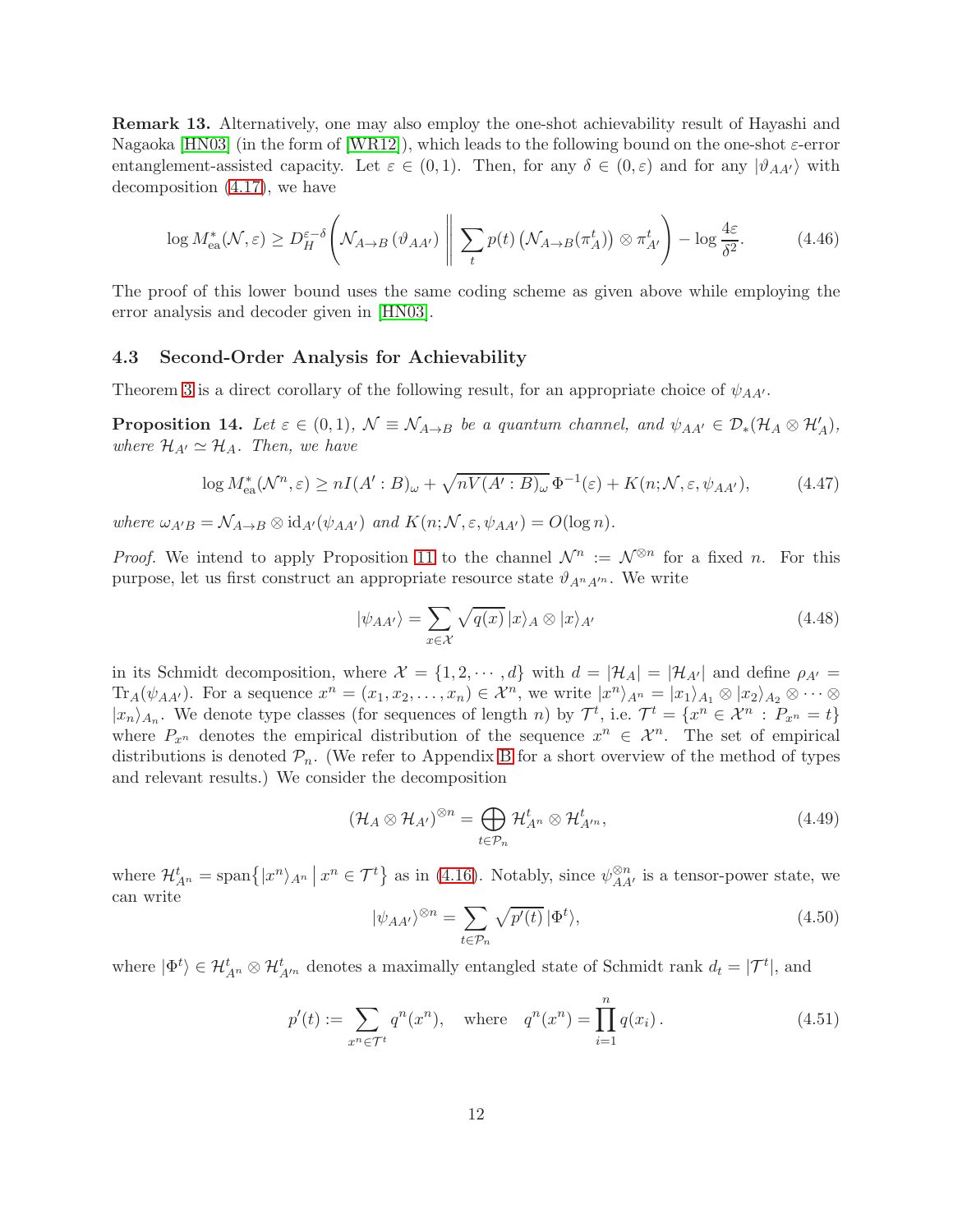**Remark 13.** Alternatively, one may also employ the one-shot achievability result of Hayashi and Nagaoka [HN03] (in the form of [WR12]), which leads to the following bound on the one-shot $\varepsilon$-error entanglement-assisted capacity. Let $\varepsilon \in (0,1)$. Then, for any $\delta \in (0,\varepsilon)$ and for any $|\vartheta_{AA'}\rangle$ with decomposition (4.17), we have

$$\log M^*_{\mathrm{ea}}(\mathcal{N},\varepsilon) \geq D_H^{\varepsilon-\delta}\left(\mathcal{N}_{A\to B}\left(\vartheta_{AA'}\right) \,\middle\|\, \sum_t p(t)\left(\mathcal{N}_{A\to B}(\pi^t_A)\right)\otimes \pi^t_{A'}\right) - \log\frac{4\varepsilon}{\delta^2}. \tag{4.46}$$

The proof of this lower bound uses the same coding scheme as given above while employing the error analysis and decoder given in [HN03].

### 4.3 Second-Order Analysis for Achievability

Theorem 3 is a direct corollary of the following result, for an appropriate choice of $\psi_{AA'}$.

**Proposition 14.** *Let $\varepsilon \in (0,1)$, $\mathcal{N} \equiv \mathcal{N}_{A\to B}$ be a quantum channel, and $\psi_{AA'} \in \mathcal{D}_*(\mathcal{H}_A \otimes \mathcal{H}'_A)$, where $\mathcal{H}_{A'} \simeq \mathcal{H}_A$. Then, we have*

$$\log M^*_{\mathrm{ea}}(\mathcal{N}^n,\varepsilon) \geq nI(A':B)_\omega + \sqrt{nV(A':B)_\omega}\,\Phi^{-1}(\varepsilon) + K(n;\mathcal{N},\varepsilon,\psi_{AA'}), \tag{4.47}$$

*where $\omega_{A'B} = \mathcal{N}_{A\to B}\otimes \mathrm{id}_{A'}(\psi_{AA'})$ and $K(n;\mathcal{N},\varepsilon,\psi_{AA'}) = O(\log n)$.*

*Proof.* We intend to apply Proposition 11 to the channel $\mathcal{N}^n := \mathcal{N}^{\otimes n}$ for a fixed $n$. For this purpose, let us first construct an appropriate resource state $\vartheta_{A^nA'^n}$. We write

$$|\psi_{AA'}\rangle = \sum_{x\in\mathcal{X}} \sqrt{q(x)}\,|x\rangle_A \otimes |x\rangle_{A'} \tag{4.48}$$

in its Schmidt decomposition, where $\mathcal{X} = \{1,2,\cdots,d\}$ with $d = |\mathcal{H}_A| = |\mathcal{H}_{A'}|$ and define $\rho_{A'} = \mathrm{Tr}_A(\psi_{AA'})$. For a sequence $x^n = (x_1,x_2,\ldots,x_n) \in \mathcal{X}^n$, we write $|x^n\rangle_{A^n} = |x_1\rangle_{A_1}\otimes|x_2\rangle_{A_2}\otimes\cdots\otimes|x_n\rangle_{A_n}$. We denote type classes (for sequences of length $n$) by $\mathcal{T}^t$, i.e. $\mathcal{T}^t = \{x^n \in \mathcal{X}^n : P_{x^n} = t\}$ where $P_{x^n}$ denotes the empirical distribution of the sequence $x^n \in \mathcal{X}^n$. The set of empirical distributions is denoted $\mathcal{P}_n$. (We refer to Appendix B for a short overview of the method of types and relevant results.) We consider the decomposition

$$(\mathcal{H}_A\otimes\mathcal{H}_{A'})^{\otimes n} = \bigoplus_{t\in\mathcal{P}_n} \mathcal{H}^t_{A^n}\otimes\mathcal{H}^t_{A'^n}, \tag{4.49}$$

where $\mathcal{H}^t_{A^n} = \mathrm{span}\{|x^n\rangle_{A^n} \,|\, x^n\in\mathcal{T}^t\}$ as in (4.16). Notably, since $\psi^{\otimes n}_{AA'}$ is a tensor-power state, we can write

$$|\psi_{AA'}\rangle^{\otimes n} = \sum_{t\in\mathcal{P}_n}\sqrt{p'(t)}\,|\Phi^t\rangle, \tag{4.50}$$

where $|\Phi^t\rangle \in \mathcal{H}^t_{A^n}\otimes\mathcal{H}^t_{A'^n}$ denotes a maximally entangled state of Schmidt rank $d_t = |\mathcal{T}^t|$, and

$$p'(t) := \sum_{x^n\in\mathcal{T}^t} q^n(x^n), \quad \text{where} \quad q^n(x^n) = \prod_{i=1}^n q(x_i)\,. \tag{4.51}$$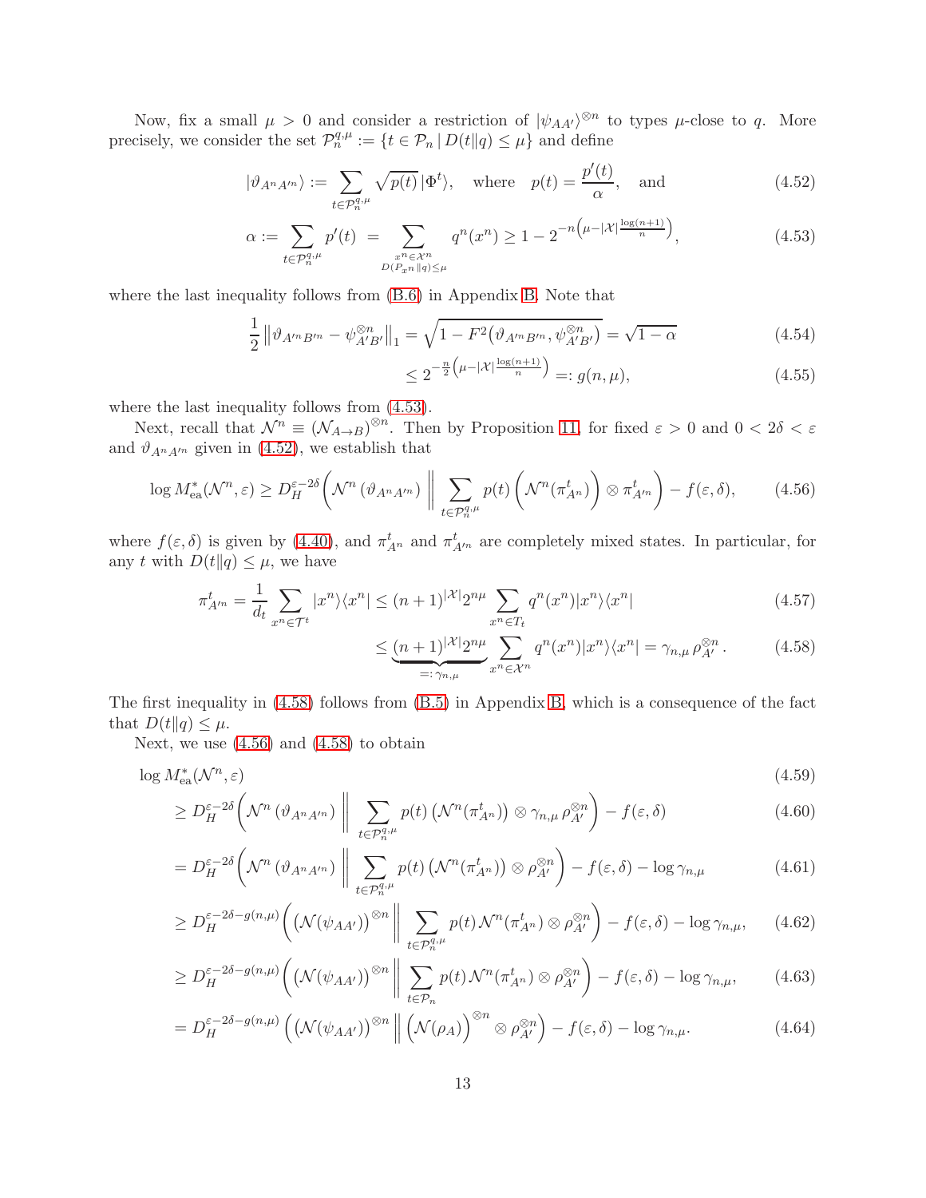Now, fix a small $\mu > 0$ and consider a restriction of $|\psi_{AA'}\rangle^{\otimes n}$ to types $\mu$-close to $q$. More precisely, we consider the set $\mathcal{P}_n^{q,\mu} := \{t \in \mathcal{P}_n \,|\, D(t\|q) \leq \mu\}$ and define

$$|\vartheta_{A^nA'^n}\rangle := \sum_{t \in \mathcal{P}_n^{q,\mu}} \sqrt{p(t)}\,|\Phi^t\rangle, \quad \text{where} \quad p(t) = \frac{p'(t)}{\alpha}, \quad \text{and} \tag{4.52}$$

$$\alpha := \sum_{t \in \mathcal{P}_n^{q,\mu}} p'(t) \;=\; \sum_{\substack{x^n \in \mathcal{X}^n \\ D(P_{x^n}\|q) \leq \mu}} q^n(x^n) \geq 1 - 2^{-n\left(\mu - |\mathcal{X}|\frac{\log(n+1)}{n}\right)}, \tag{4.53}$$

where the last inequality follows from (B.6) in Appendix B. Note that

$$\frac{1}{2}\left\|\vartheta_{A^nB'^n} - \psi_{A'B'}^{\otimes n}\right\|_1 = \sqrt{1 - F^2\big(\vartheta_{A^nB'^n}, \psi_{A'B'}^{\otimes n}\big)} = \sqrt{1-\alpha} \tag{4.54}$$

$$\leq 2^{-\frac{n}{2}\left(\mu - |\mathcal{X}|\frac{\log(n+1)}{n}\right)} =: g(n,\mu), \tag{4.55}$$

where the last inequality follows from (4.53).

Next, recall that $\mathcal{N}^n \equiv (\mathcal{N}_{A\to B})^{\otimes n}$. Then by Proposition 11, for fixed $\varepsilon > 0$ and $0 < 2\delta < \varepsilon$ and $\vartheta_{A^nA'^n}$ given in (4.52), we establish that

$$\log M^*_{\mathrm{ea}}(\mathcal{N}^n, \varepsilon) \geq D_H^{\varepsilon - 2\delta}\left(\mathcal{N}^n\left(\vartheta_{A^nA'^n}\right) \,\middle\|\, \sum_{t \in \mathcal{P}_n^{q,\mu}} p(t)\left(\mathcal{N}^n(\pi^t_{A^n})\right) \otimes \pi^t_{A'^n}\right) - f(\varepsilon, \delta), \tag{4.56}$$

where $f(\varepsilon,\delta)$ is given by (4.40), and $\pi^t_{A^n}$ and $\pi^t_{A'^n}$ are completely mixed states. In particular, for any $t$ with $D(t\|q) \leq \mu$, we have

$$\pi^t_{A'^n} = \frac{1}{d_t}\sum_{x^n \in \mathcal{T}^t} |x^n\rangle\langle x^n| \leq (n+1)^{|\mathcal{X}|}2^{n\mu}\sum_{x^n \in T_t} q^n(x^n)|x^n\rangle\langle x^n| \tag{4.57}$$

$$\leq \underbrace{(n+1)^{|\mathcal{X}|}2^{n\mu}}_{=:\,\gamma_{n,\mu}}\sum_{x^n \in \mathcal{X}^n} q^n(x^n)|x^n\rangle\langle x^n| = \gamma_{n,\mu}\,\rho_{A'}^{\otimes n}\,. \tag{4.58}$$

The first inequality in (4.58) follows from (B.5) in Appendix B, which is a consequence of the fact that $D(t\|q) \leq \mu$.

Next, we use (4.56) and (4.58) to obtain

$$\log M^*_{\mathrm{ea}}(\mathcal{N}^n, \varepsilon) \tag{4.59}$$

$$\geq D_H^{\varepsilon-2\delta}\left(\mathcal{N}^n\left(\vartheta_{A^nA'^n}\right) \,\middle\|\, \sum_{t \in \mathcal{P}_n^{q,\mu}} p(t)\left(\mathcal{N}^n(\pi^t_{A^n})\right) \otimes \gamma_{n,\mu}\,\rho_{A'}^{\otimes n}\right) - f(\varepsilon,\delta) \tag{4.60}$$

$$= D_H^{\varepsilon-2\delta}\left(\mathcal{N}^n\left(\vartheta_{A^nA'^n}\right) \,\middle\|\, \sum_{t \in \mathcal{P}_n^{q,\mu}} p(t)\left(\mathcal{N}^n(\pi^t_{A^n})\right) \otimes \rho_{A'}^{\otimes n}\right) - f(\varepsilon,\delta) - \log\gamma_{n,\mu} \tag{4.61}$$

$$\geq D_H^{\varepsilon-2\delta-g(n,\mu)}\left(\big(\mathcal{N}(\psi_{AA'})\big)^{\otimes n} \,\middle\|\, \sum_{t \in \mathcal{P}_n^{q,\mu}} p(t)\,\mathcal{N}^n(\pi^t_{A^n}) \otimes \rho_{A'}^{\otimes n}\right) - f(\varepsilon,\delta) - \log\gamma_{n,\mu}, \tag{4.62}$$

$$\geq D_H^{\varepsilon-2\delta-g(n,\mu)}\left(\big(\mathcal{N}(\psi_{AA'})\big)^{\otimes n} \,\middle\|\, \sum_{t \in \mathcal{P}_n} p(t)\,\mathcal{N}^n(\pi^t_{A^n}) \otimes \rho_{A'}^{\otimes n}\right) - f(\varepsilon,\delta) - \log\gamma_{n,\mu}, \tag{4.63}$$

$$= D_H^{\varepsilon-2\delta-g(n,\mu)}\left(\big(\mathcal{N}(\psi_{AA'})\big)^{\otimes n} \,\middle\|\, \Big(\mathcal{N}(\rho_A)\Big)^{\otimes n} \otimes \rho_{A'}^{\otimes n}\right) - f(\varepsilon,\delta) - \log\gamma_{n,\mu}. \tag{4.64}$$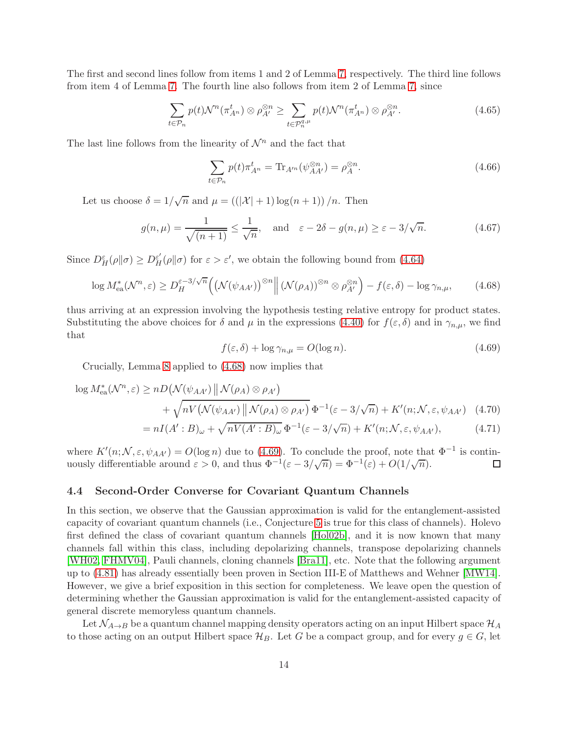The first and second lines follow from items 1 and 2 of Lemma 7, respectively. The third line follows from item 4 of Lemma 7. The fourth line also follows from item 2 of Lemma 7, since

$$\sum_{t\in\mathcal{P}_n} p(t)\mathcal{N}^n(\pi^t_{A^n})\otimes\rho_{A'}^{\otimes n} \geq \sum_{t\in\mathcal{P}_n^{q,\mu}} p(t)\mathcal{N}^n(\pi^t_{A^n})\otimes\rho_{A'}^{\otimes n}. \tag{4.65}$$

The last line follows from the linearity of $\mathcal{N}^n$ and the fact that

$$\sum_{t\in\mathcal{P}_n} p(t)\pi^t_{A^n} = \mathrm{Tr}_{A'^n}(\psi_{AA'}^{\otimes n}) = \rho_A^{\otimes n}. \tag{4.66}$$

Let us choose $\delta = 1/\sqrt{n}$ and $\mu = \left((|\mathcal{X}|+1)\log(n+1)\right)/n$. Then

$$g(n,\mu) = \frac{1}{\sqrt{(n+1)}} \leq \frac{1}{\sqrt{n}}, \quad \text{and} \quad \varepsilon - 2\delta - g(n,\mu) \geq \varepsilon - 3/\sqrt{n}. \tag{4.67}$$

Since $D_H^{\varepsilon}(\rho\|\sigma) \geq D_H^{\varepsilon'}(\rho\|\sigma)$ for $\varepsilon > \varepsilon'$, we obtain the following bound from (4.64)

$$\log M^*_{\mathrm{ea}}(\mathcal{N}^n,\varepsilon) \geq D_H^{\varepsilon-3/\sqrt{n}}\Big(\left(\mathcal{N}(\psi_{AA'})\right)^{\otimes n}\Big\|\left(\mathcal{N}(\rho_A)\right)^{\otimes n}\otimes\rho_{A'}^{\otimes n}\Big) - f(\varepsilon,\delta) - \log\gamma_{n,\mu}, \tag{4.68}$$

thus arriving at an expression involving the hypothesis testing relative entropy for product states. Substituting the above choices for $\delta$ and $\mu$ in the expressions (4.40) for $f(\varepsilon,\delta)$ and in $\gamma_{n,\mu}$, we find that

$$f(\varepsilon,\delta) + \log\gamma_{n,\mu} = O(\log n). \tag{4.69}$$

Crucially, Lemma 8 applied to (4.68) now implies that

$$\begin{aligned}\log M^*_{\mathrm{ea}}(\mathcal{N}^n,\varepsilon) &\geq nD\big(\mathcal{N}(\psi_{AA'})\,\big\|\,\mathcal{N}(\rho_A)\otimes\rho_{A'}\big) \\ &\qquad + \sqrt{nV\big(\mathcal{N}(\psi_{AA'})\,\big\|\,\mathcal{N}(\rho_A)\otimes\rho_{A'}\big)}\,\Phi^{-1}(\varepsilon-3/\sqrt{n}) + K'(n;\mathcal{N},\varepsilon,\psi_{AA'}) \qquad (4.70)\\ &= nI(A':B)_\omega + \sqrt{nV(A':B)_\omega}\,\Phi^{-1}(\varepsilon-3/\sqrt{n}) + K'(n;\mathcal{N},\varepsilon,\psi_{AA'}), \qquad (4.71)\end{aligned}$$

where $K'(n;\mathcal{N},\varepsilon,\psi_{AA'}) = O(\log n)$ due to (4.69). To conclude the proof, note that $\Phi^{-1}$ is continuously differentiable around $\varepsilon > 0$, and thus $\Phi^{-1}(\varepsilon - 3/\sqrt{n}) = \Phi^{-1}(\varepsilon) + O(1/\sqrt{n})$. □

### 4.4 Second-Order Converse for Covariant Quantum Channels

In this section, we observe that the Gaussian approximation is valid for the entanglement-assisted capacity of covariant quantum channels (i.e., Conjecture 5 is true for this class of channels). Holevo first defined the class of covariant quantum channels [Hol02b], and it is now known that many channels fall within this class, including depolarizing channels, transpose depolarizing channels [WH02, FHMV04], Pauli channels, cloning channels [Bra11], etc. Note that the following argument up to (4.81) has already essentially been proven in Section III-E of Matthews and Wehner [MW14]. However, we give a brief exposition in this section for completeness. We leave open the question of determining whether the Gaussian approximation is valid for the entanglement-assisted capacity of general discrete memoryless quantum channels.

Let $\mathcal{N}_{A\to B}$ be a quantum channel mapping density operators acting on an input Hilbert space $\mathcal{H}_A$ to those acting on an output Hilbert space $\mathcal{H}_B$. Let $G$ be a compact group, and for every $g\in G$, let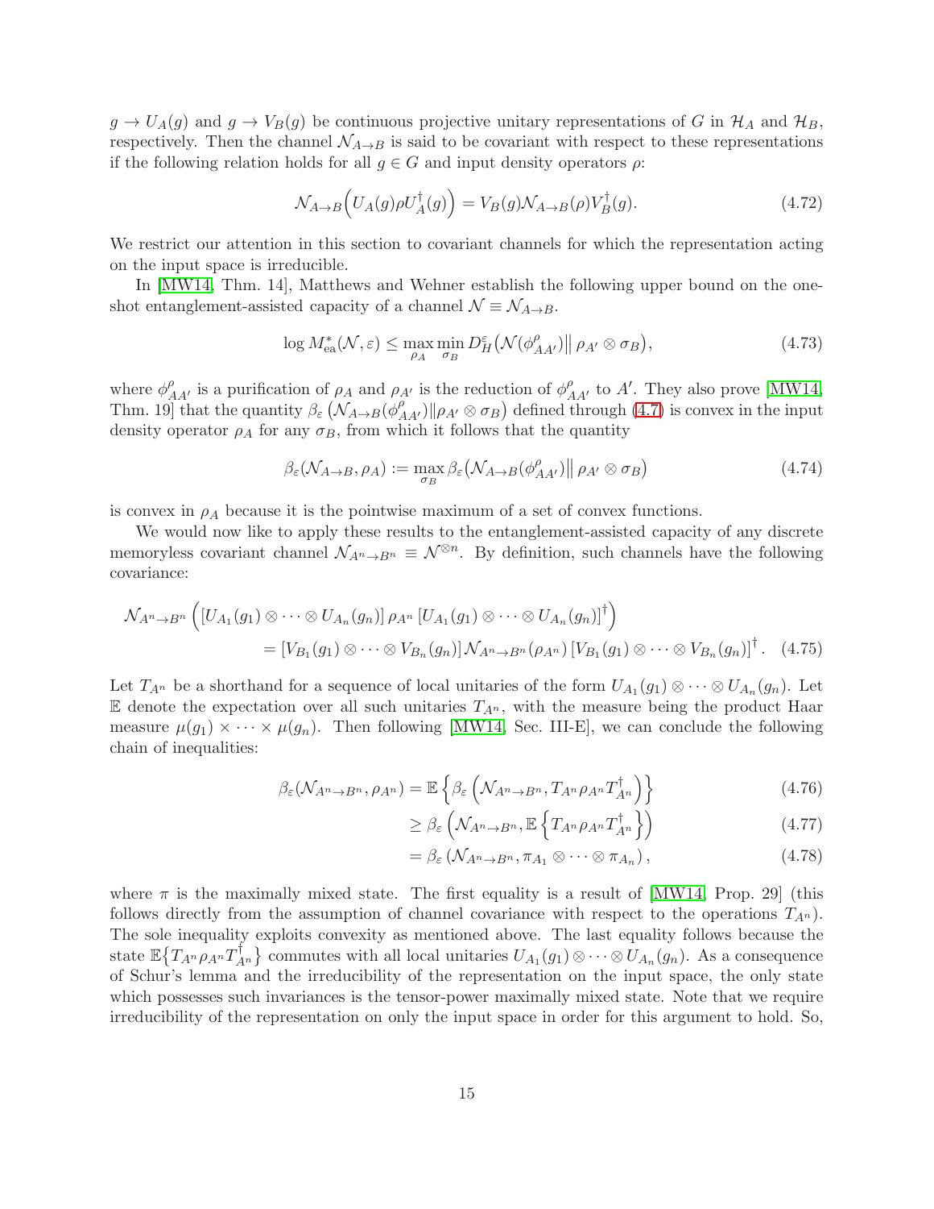$g \to U_A(g)$ and $g \to V_B(g)$ be continuous projective unitary representations of $G$ in $\mathcal{H}_A$ and $\mathcal{H}_B$, respectively. Then the channel $\mathcal{N}_{A\to B}$ is said to be covariant with respect to these representations if the following relation holds for all $g \in G$ and input density operators $\rho$:

$$\mathcal{N}_{A\to B}\Big(U_A(g)\rho U_A^\dagger(g)\Big) = V_B(g)\mathcal{N}_{A\to B}(\rho)V_B^\dagger(g). \tag{4.72}$$

We restrict our attention in this section to covariant channels for which the representation acting on the input space is irreducible.

In [MW14, Thm. 14], Matthews and Wehner establish the following upper bound on the one-shot entanglement-assisted capacity of a channel $\mathcal{N} \equiv \mathcal{N}_{A\to B}$.

$$\log M^*_{\mathrm{ea}}(\mathcal{N}, \varepsilon) \leq \max_{\rho_A} \min_{\sigma_B} D_H^\varepsilon\big(\mathcal{N}(\phi^\rho_{AA'})\big\|\, \rho_{A'} \otimes \sigma_B\big), \tag{4.73}$$

where $\phi^\rho_{AA'}$ is a purification of $\rho_A$ and $\rho_{A'}$ is the reduction of $\phi^\rho_{AA'}$ to $A'$. They also prove [MW14, Thm. 19] that the quantity $\beta_\varepsilon\left(\mathcal{N}_{A\to B}(\phi^\rho_{AA'})\|\rho_{A'} \otimes \sigma_B\right)$ defined through (4.7) is convex in the input density operator $\rho_A$ for any $\sigma_B$, from which it follows that the quantity

$$\beta_\varepsilon(\mathcal{N}_{A\to B}, \rho_A) := \max_{\sigma_B} \beta_\varepsilon\big(\mathcal{N}_{A\to B}(\phi^\rho_{AA'})\big\|\, \rho_{A'} \otimes \sigma_B\big) \tag{4.74}$$

is convex in $\rho_A$ because it is the pointwise maximum of a set of convex functions.

We would now like to apply these results to the entanglement-assisted capacity of any discrete memoryless covariant channel $\mathcal{N}_{A^n\to B^n} \equiv \mathcal{N}^{\otimes n}$. By definition, such channels have the following covariance:

$$\begin{aligned}\mathcal{N}_{A^n\to B^n}\left(\left[U_{A_1}(g_1) \otimes \cdots \otimes U_{A_n}(g_n)\right] \rho_{A^n} \left[U_{A_1}(g_1) \otimes \cdots \otimes U_{A_n}(g_n)\right]^\dagger\right) \\ = \left[V_{B_1}(g_1) \otimes \cdots \otimes V_{B_n}(g_n)\right] \mathcal{N}_{A^n\to B^n}(\rho_{A^n}) \left[V_{B_1}(g_1) \otimes \cdots \otimes V_{B_n}(g_n)\right]^\dagger. \end{aligned} \tag{4.75}$$

Let $T_{A^n}$ be a shorthand for a sequence of local unitaries of the form $U_{A_1}(g_1) \otimes \cdots \otimes U_{A_n}(g_n)$. Let $\mathbb{E}$ denote the expectation over all such unitaries $T_{A^n}$, with the measure being the product Haar measure $\mu(g_1) \times \cdots \times \mu(g_n)$. Then following [MW14, Sec. III-E], we can conclude the following chain of inequalities:

$$\begin{aligned}\beta_\varepsilon(\mathcal{N}_{A^n\to B^n}, \rho_{A^n}) &= \mathbb{E}\left\{\beta_\varepsilon\left(\mathcal{N}_{A^n\to B^n}, T_{A^n}\rho_{A^n}T^\dagger_{A^n}\right)\right\} &(4.76)\\ &\geq \beta_\varepsilon\left(\mathcal{N}_{A^n\to B^n}, \mathbb{E}\left\{T_{A^n}\rho_{A^n}T^\dagger_{A^n}\right\}\right) &(4.77)\\ &= \beta_\varepsilon\left(\mathcal{N}_{A^n\to B^n}, \pi_{A_1} \otimes \cdots \otimes \pi_{A_n}\right), &(4.78)\end{aligned}$$

where $\pi$ is the maximally mixed state. The first equality is a result of [MW14, Prop. 29] (this follows directly from the assumption of channel covariance with respect to the operations $T_{A^n}$). The sole inequality exploits convexity as mentioned above. The last equality follows because the state $\mathbb{E}\{T_{A^n}\rho_{A^n}T^\dagger_{A^n}\}$ commutes with all local unitaries $U_{A_1}(g_1) \otimes \cdots \otimes U_{A_n}(g_n)$. As a consequence of Schur's lemma and the irreducibility of the representation on the input space, the only state which possesses such invariances is the tensor-power maximally mixed state. Note that we require irreducibility of the representation on only the input space in order for this argument to hold. So,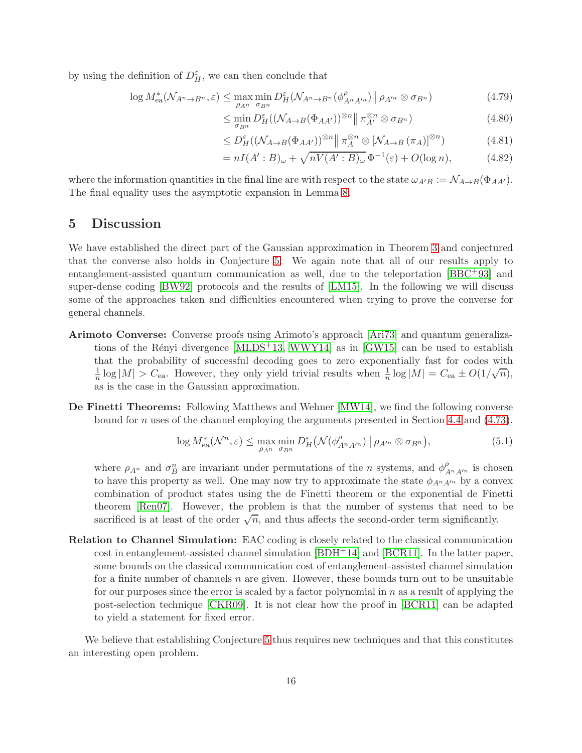by using the definition of $D_H^\varepsilon$, we can then conclude that

$$
\begin{aligned}
\log M_{\mathrm{ea}}^*(\mathcal{N}_{A^n \to B^n}, \varepsilon) &\le \max_{\rho_{A^n}} \min_{\sigma_{B^n}} D_H^\varepsilon(\mathcal{N}_{A^n \to B^n}(\phi^\rho_{A^n A'^n}) \| \rho_{A'^n} \otimes \sigma_{B^n}) && (4.79)\\
&\le \min_{\sigma_{B^n}} D_H^\varepsilon((\mathcal{N}_{A \to B}(\Phi_{AA'}))^{\otimes n} \| \pi_{A'}^{\otimes n} \otimes \sigma_{B^n}) && (4.80)\\
&\le D_H^\varepsilon((\mathcal{N}_{A \to B}(\Phi_{AA'}))^{\otimes n} \| \pi_A^{\otimes n} \otimes [\mathcal{N}_{A \to B}(\pi_A)]^{\otimes n}) && (4.81)\\
&= nI(A' : B)_\omega + \sqrt{nV(A' : B)_\omega}\, \Phi^{-1}(\varepsilon) + O(\log n), && (4.82)
\end{aligned}
$$

where the information quantities in the final line are with respect to the state $\omega_{A'B} := \mathcal{N}_{A \to B}(\Phi_{AA'})$. The final equality uses the asymptotic expansion in Lemma 8.

# 5 Discussion

We have established the direct part of the Gaussian approximation in Theorem 3 and conjectured that the converse also holds in Conjecture 5. We again note that all of our results apply to entanglement-assisted quantum communication as well, due to the teleportation [BBC+93] and super-dense coding [BW92] protocols and the results of [LM15]. In the following we will discuss some of the approaches taken and difficulties encountered when trying to prove the converse for general channels.

**Arimoto Converse:** Converse proofs using Arimoto's approach [Ari73] and quantum generalizations of the Rényi divergence [MLDS+13, WWY14] as in [GW15] can be used to establish that the probability of successful decoding goes to zero exponentially fast for codes with $\frac{1}{n}\log|M| > C_{\mathrm{ea}}$. However, they only yield trivial results when $\frac{1}{n}\log|M| = C_{\mathrm{ea}} \pm O(1/\sqrt{n})$, as is the case in the Gaussian approximation.

**De Finetti Theorems:** Following Matthews and Wehner [MW14], we find the following converse bound for $n$ uses of the channel employing the arguments presented in Section 4.4 and (4.73).

$$
\log M_{\mathrm{ea}}^*(\mathcal{N}^n, \varepsilon) \le \max_{\rho_{A^n}} \min_{\sigma_{B^n}} D_H^\varepsilon\big(\mathcal{N}(\phi^\rho_{A^n A'^n}) \big\| \rho_{A'^n} \otimes \sigma_{B^n}\big), \tag{5.1}
$$

where $\rho_{A^n}$ and $\sigma_B^n$ are invariant under permutations of the $n$ systems, and $\phi^\rho_{A^n A'^n}$ is chosen to have this property as well. One may now try to approximate the state $\phi_{A^n A'^n}$ by a convex combination of product states using the de Finetti theorem or the exponential de Finetti theorem [Ren07]. However, the problem is that the number of systems that need to be sacrificed is at least of the order $\sqrt{n}$, and thus affects the second-order term significantly.

**Relation to Channel Simulation:** EAC coding is closely related to the classical communication cost in entanglement-assisted channel simulation [BDH+14] and [BCR11]. In the latter paper, some bounds on the classical communication cost of entanglement-assisted channel simulation for a finite number of channels $n$ are given. However, these bounds turn out to be unsuitable for our purposes since the error is scaled by a factor polynomial in $n$ as a result of applying the post-selection technique [CKR09]. It is not clear how the proof in [BCR11] can be adapted to yield a statement for fixed error.

We believe that establishing Conjecture 5 thus requires new techniques and that this constitutes an interesting open problem.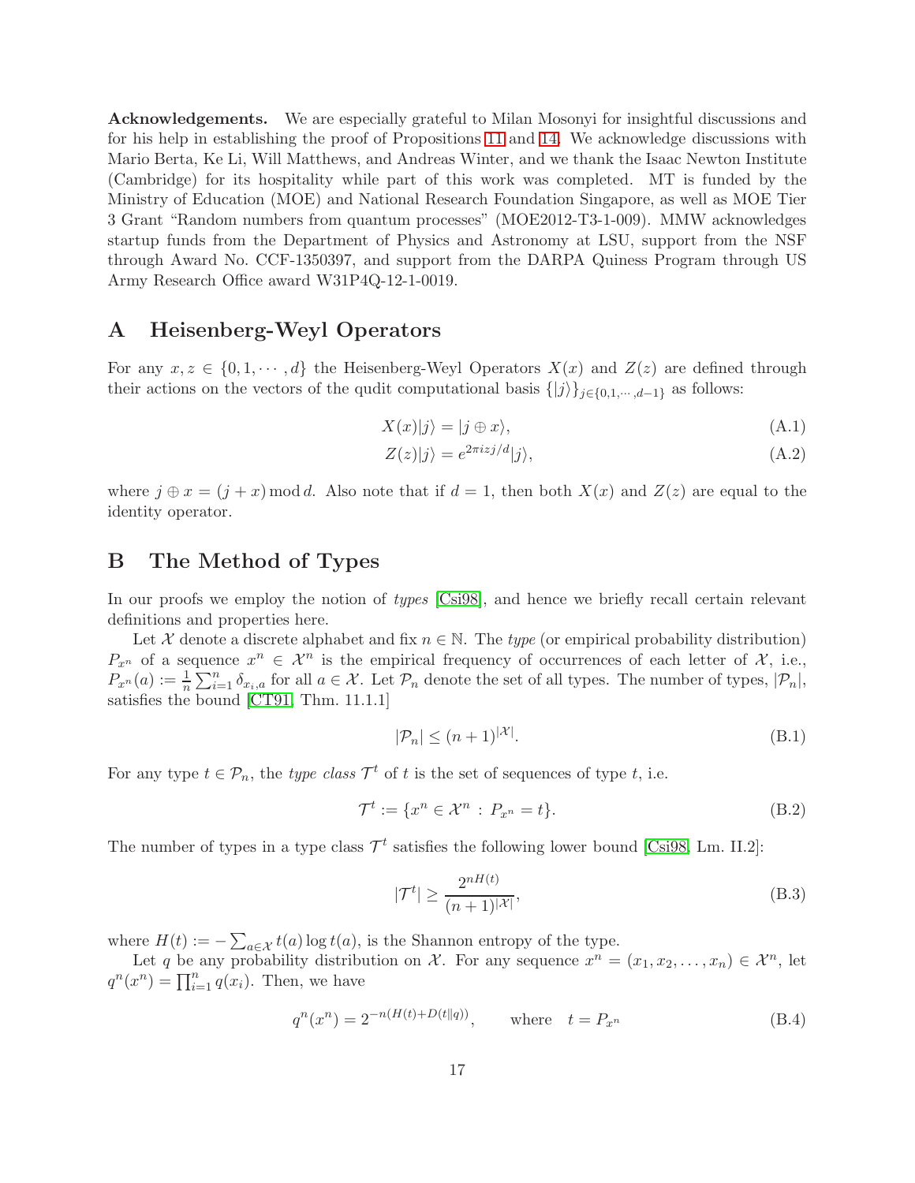**Acknowledgements.** We are especially grateful to Milan Mosonyi for insightful discussions and for his help in establishing the proof of Propositions 11 and 14. We acknowledge discussions with Mario Berta, Ke Li, Will Matthews, and Andreas Winter, and we thank the Isaac Newton Institute (Cambridge) for its hospitality while part of this work was completed. MT is funded by the Ministry of Education (MOE) and National Research Foundation Singapore, as well as MOE Tier 3 Grant "Random numbers from quantum processes" (MOE2012-T3-1-009). MMW acknowledges startup funds from the Department of Physics and Astronomy at LSU, support from the NSF through Award No. CCF-1350397, and support from the DARPA Quiness Program through US Army Research Office award W31P4Q-12-1-0019.

## A Heisenberg-Weyl Operators

For any $x, z \in \{0, 1, \cdots, d\}$ the Heisenberg-Weyl Operators $X(x)$ and $Z(z)$ are defined through their actions on the vectors of the qudit computational basis $\{|j\rangle\}_{j\in\{0,1,\cdots,d-1\}}$ as follows:

$$X(x)|j\rangle = |j \oplus x\rangle, \tag{A.1}$$

$$Z(z)|j\rangle = e^{2\pi i z j/d}|j\rangle, \tag{A.2}$$

where $j \oplus x = (j + x) \bmod d$. Also note that if $d = 1$, then both $X(x)$ and $Z(z)$ are equal to the identity operator.

## B The Method of Types

In our proofs we employ the notion of *types* [Csi98], and hence we briefly recall certain relevant definitions and properties here.

Let $\mathcal{X}$ denote a discrete alphabet and fix $n \in \mathbb{N}$. The *type* (or empirical probability distribution) $P_{x^n}$ of a sequence $x^n \in \mathcal{X}^n$ is the empirical frequency of occurrences of each letter of $\mathcal{X}$, i.e., $P_{x^n}(a) := \frac{1}{n}\sum_{i=1}^{n} \delta_{x_i,a}$ for all $a \in \mathcal{X}$. Let $\mathcal{P}_n$ denote the set of all types. The number of types, $|\mathcal{P}_n|$, satisfies the bound [CT91, Thm. 11.1.1]

$$|\mathcal{P}_n| \leq (n+1)^{|\mathcal{X}|}. \tag{B.1}$$

For any type $t \in \mathcal{P}_n$, the *type class* $\mathcal{T}^t$ of $t$ is the set of sequences of type $t$, i.e.

$$\mathcal{T}^t := \{x^n \in \mathcal{X}^n : P_{x^n} = t\}. \tag{B.2}$$

The number of types in a type class $\mathcal{T}^t$ satisfies the following lower bound [Csi98, Lm. II.2]:

$$|\mathcal{T}^t| \geq \frac{2^{nH(t)}}{(n+1)^{|\mathcal{X}|}}, \tag{B.3}$$

where $H(t) := -\sum_{a\in\mathcal{X}} t(a) \log t(a)$, is the Shannon entropy of the type.

Let $q$ be any probability distribution on $\mathcal{X}$. For any sequence $x^n = (x_1, x_2, \ldots, x_n) \in \mathcal{X}^n$, let $q^n(x^n) = \prod_{i=1}^{n} q(x_i)$. Then, we have

$$q^n(x^n) = 2^{-n(H(t)+D(t\|q))}, \qquad \text{where} \quad t = P_{x^n} \tag{B.4}$$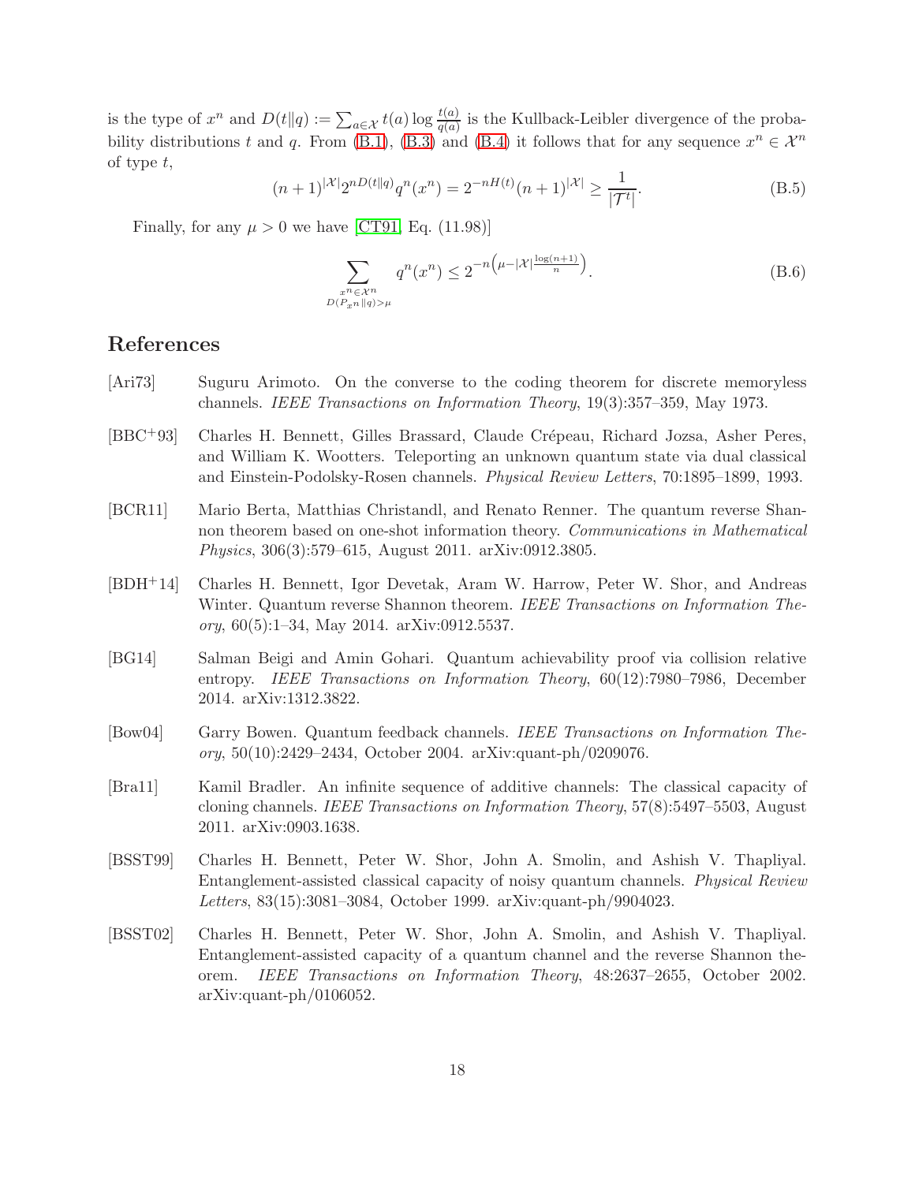is the type of $x^n$ and $D(t\|q) := \sum_{a\in\mathcal{X}} t(a) \log \frac{t(a)}{q(a)}$ is the Kullback-Leibler divergence of the probability distributions $t$ and $q$. From (B.1), (B.3) and (B.4) it follows that for any sequence $x^n \in \mathcal{X}^n$ of type $t$,

$$(n+1)^{|\mathcal{X}|} 2^{nD(t\|q)} q^n(x^n) = 2^{-nH(t)} (n+1)^{|\mathcal{X}|} \geq \frac{1}{|\mathcal{T}^t|}. \tag{B.5}$$

Finally, for any $\mu > 0$ we have [CT91, Eq. (11.98)]

$$\sum_{\substack{x^n \in \mathcal{X}^n \\ D(P_{x^n}\|q) > \mu}} q^n(x^n) \leq 2^{-n\left(\mu - |\mathcal{X}| \frac{\log(n+1)}{n}\right)}. \tag{B.6}$$

# References

[Ari73] Suguru Arimoto. On the converse to the coding theorem for discrete memoryless channels. *IEEE Transactions on Information Theory*, 19(3):357–359, May 1973.

[BBC+93] Charles H. Bennett, Gilles Brassard, Claude Crépeau, Richard Jozsa, Asher Peres, and William K. Wootters. Teleporting an unknown quantum state via dual classical and Einstein-Podolsky-Rosen channels. *Physical Review Letters*, 70:1895–1899, 1993.

[BCR11] Mario Berta, Matthias Christandl, and Renato Renner. The quantum reverse Shannon theorem based on one-shot information theory. *Communications in Mathematical Physics*, 306(3):579–615, August 2011. arXiv:0912.3805.

[BDH+14] Charles H. Bennett, Igor Devetak, Aram W. Harrow, Peter W. Shor, and Andreas Winter. Quantum reverse Shannon theorem. *IEEE Transactions on Information Theory*, 60(5):1–34, May 2014. arXiv:0912.5537.

[BG14] Salman Beigi and Amin Gohari. Quantum achievability proof via collision relative entropy. *IEEE Transactions on Information Theory*, 60(12):7980–7986, December 2014. arXiv:1312.3822.

[Bow04] Garry Bowen. Quantum feedback channels. *IEEE Transactions on Information Theory*, 50(10):2429–2434, October 2004. arXiv:quant-ph/0209076.

[Bra11] Kamil Bradler. An infinite sequence of additive channels: The classical capacity of cloning channels. *IEEE Transactions on Information Theory*, 57(8):5497–5503, August 2011. arXiv:0903.1638.

[BSST99] Charles H. Bennett, Peter W. Shor, John A. Smolin, and Ashish V. Thapliyal. Entanglement-assisted classical capacity of noisy quantum channels. *Physical Review Letters*, 83(15):3081–3084, October 1999. arXiv:quant-ph/9904023.

[BSST02] Charles H. Bennett, Peter W. Shor, John A. Smolin, and Ashish V. Thapliyal. Entanglement-assisted capacity of a quantum channel and the reverse Shannon theorem. *IEEE Transactions on Information Theory*, 48:2637–2655, October 2002. arXiv:quant-ph/0106052.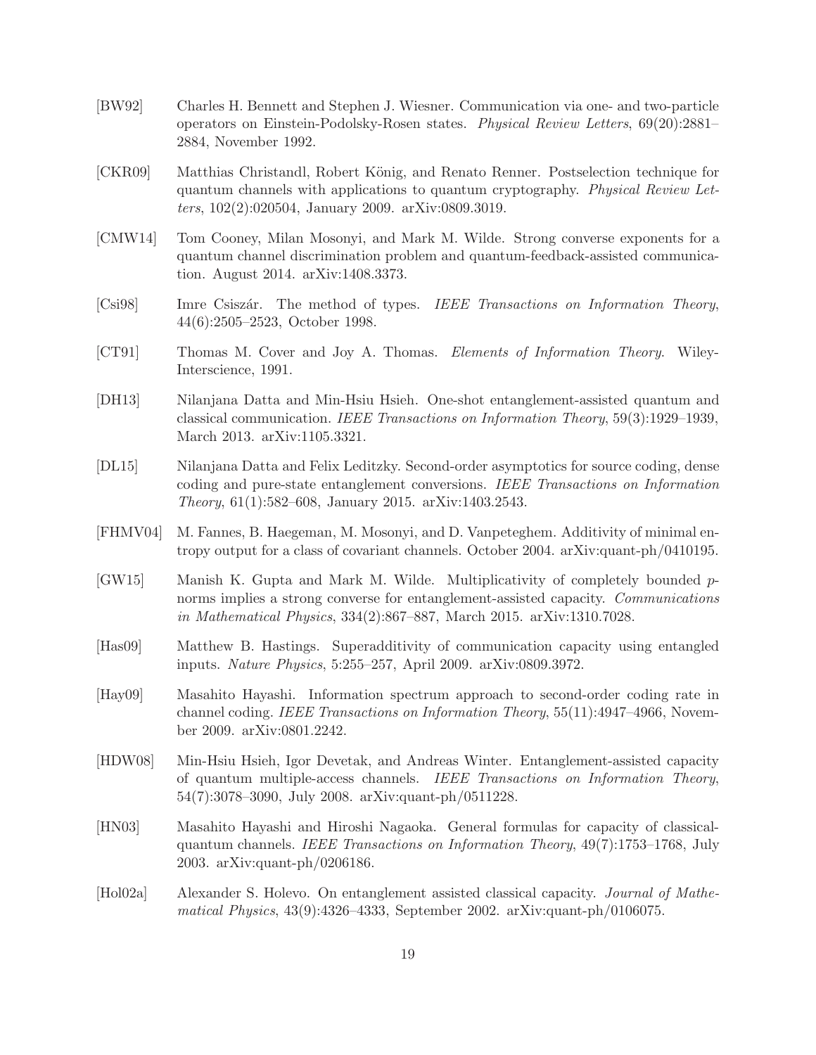[BW92] Charles H. Bennett and Stephen J. Wiesner. Communication via one- and two-particle operators on Einstein-Podolsky-Rosen states. *Physical Review Letters*, 69(20):2881–2884, November 1992.

[CKR09] Matthias Christandl, Robert König, and Renato Renner. Postselection technique for quantum channels with applications to quantum cryptography. *Physical Review Letters*, 102(2):020504, January 2009. arXiv:0809.3019.

[CMW14] Tom Cooney, Milan Mosonyi, and Mark M. Wilde. Strong converse exponents for a quantum channel discrimination problem and quantum-feedback-assisted communication. August 2014. arXiv:1408.3373.

[Csi98] Imre Csiszár. The method of types. *IEEE Transactions on Information Theory*, 44(6):2505–2523, October 1998.

[CT91] Thomas M. Cover and Joy A. Thomas. *Elements of Information Theory*. Wiley-Interscience, 1991.

[DH13] Nilanjana Datta and Min-Hsiu Hsieh. One-shot entanglement-assisted quantum and classical communication. *IEEE Transactions on Information Theory*, 59(3):1929–1939, March 2013. arXiv:1105.3321.

[DL15] Nilanjana Datta and Felix Leditzky. Second-order asymptotics for source coding, dense coding and pure-state entanglement conversions. *IEEE Transactions on Information Theory*, 61(1):582–608, January 2015. arXiv:1403.2543.

[FHMV04] M. Fannes, B. Haegeman, M. Mosonyi, and D. Vanpeteghem. Additivity of minimal entropy output for a class of covariant channels. October 2004. arXiv:quant-ph/0410195.

[GW15] Manish K. Gupta and Mark M. Wilde. Multiplicativity of completely bounded $p$-norms implies a strong converse for entanglement-assisted capacity. *Communications in Mathematical Physics*, 334(2):867–887, March 2015. arXiv:1310.7028.

[Has09] Matthew B. Hastings. Superadditivity of communication capacity using entangled inputs. *Nature Physics*, 5:255–257, April 2009. arXiv:0809.3972.

[Hay09] Masahito Hayashi. Information spectrum approach to second-order coding rate in channel coding. *IEEE Transactions on Information Theory*, 55(11):4947–4966, November 2009. arXiv:0801.2242.

[HDW08] Min-Hsiu Hsieh, Igor Devetak, and Andreas Winter. Entanglement-assisted capacity of quantum multiple-access channels. *IEEE Transactions on Information Theory*, 54(7):3078–3090, July 2008. arXiv:quant-ph/0511228.

[HN03] Masahito Hayashi and Hiroshi Nagaoka. General formulas for capacity of classical-quantum channels. *IEEE Transactions on Information Theory*, 49(7):1753–1768, July 2003. arXiv:quant-ph/0206186.

[Hol02a] Alexander S. Holevo. On entanglement assisted classical capacity. *Journal of Mathematical Physics*, 43(9):4326–4333, September 2002. arXiv:quant-ph/0106075.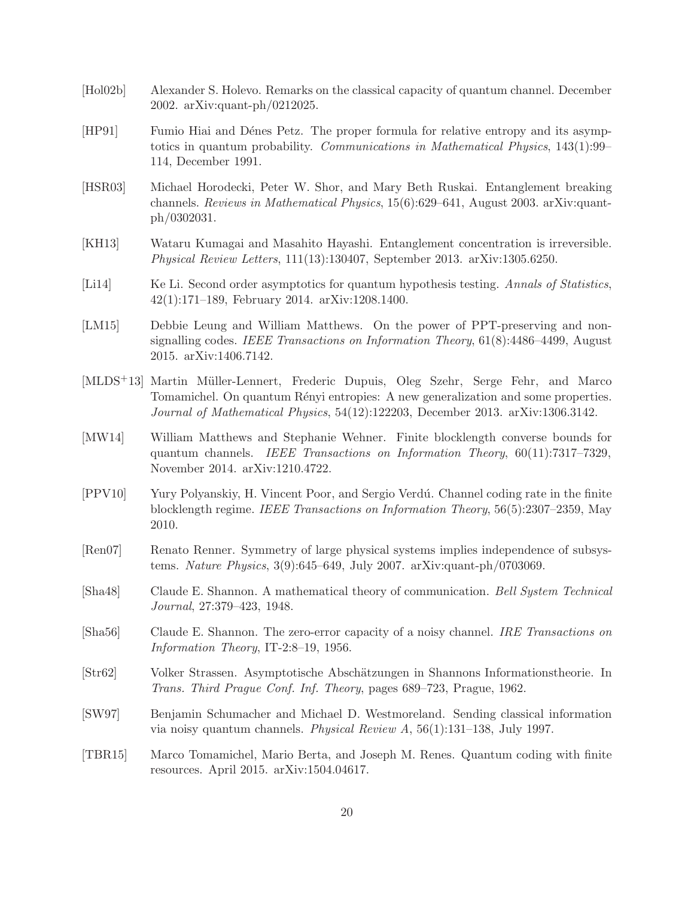[Hol02b] Alexander S. Holevo. Remarks on the classical capacity of quantum channel. December 2002. arXiv:quant-ph/0212025.

[HP91] Fumio Hiai and Dénes Petz. The proper formula for relative entropy and its asymptotics in quantum probability. *Communications in Mathematical Physics*, 143(1):99–114, December 1991.

[HSR03] Michael Horodecki, Peter W. Shor, and Mary Beth Ruskai. Entanglement breaking channels. *Reviews in Mathematical Physics*, 15(6):629–641, August 2003. arXiv:quant-ph/0302031.

[KH13] Wataru Kumagai and Masahito Hayashi. Entanglement concentration is irreversible. *Physical Review Letters*, 111(13):130407, September 2013. arXiv:1305.6250.

[Li14] Ke Li. Second order asymptotics for quantum hypothesis testing. *Annals of Statistics*, 42(1):171–189, February 2014. arXiv:1208.1400.

[LM15] Debbie Leung and William Matthews. On the power of PPT-preserving and non-signalling codes. *IEEE Transactions on Information Theory*, 61(8):4486–4499, August 2015. arXiv:1406.7142.

[MLDS+13] Martin Müller-Lennert, Frederic Dupuis, Oleg Szehr, Serge Fehr, and Marco Tomamichel. On quantum Rényi entropies: A new generalization and some properties. *Journal of Mathematical Physics*, 54(12):122203, December 2013. arXiv:1306.3142.

[MW14] William Matthews and Stephanie Wehner. Finite blocklength converse bounds for quantum channels. *IEEE Transactions on Information Theory*, 60(11):7317–7329, November 2014. arXiv:1210.4722.

[PPV10] Yury Polyanskiy, H. Vincent Poor, and Sergio Verdú. Channel coding rate in the finite blocklength regime. *IEEE Transactions on Information Theory*, 56(5):2307–2359, May 2010.

[Ren07] Renato Renner. Symmetry of large physical systems implies independence of subsystems. *Nature Physics*, 3(9):645–649, July 2007. arXiv:quant-ph/0703069.

[Sha48] Claude E. Shannon. A mathematical theory of communication. *Bell System Technical Journal*, 27:379–423, 1948.

[Sha56] Claude E. Shannon. The zero-error capacity of a noisy channel. *IRE Transactions on Information Theory*, IT-2:8–19, 1956.

[Str62] Volker Strassen. Asymptotische Abschätzungen in Shannons Informationstheorie. In *Trans. Third Prague Conf. Inf. Theory*, pages 689–723, Prague, 1962.

[SW97] Benjamin Schumacher and Michael D. Westmoreland. Sending classical information via noisy quantum channels. *Physical Review A*, 56(1):131–138, July 1997.

[TBR15] Marco Tomamichel, Mario Berta, and Joseph M. Renes. Quantum coding with finite resources. April 2015. arXiv:1504.04617.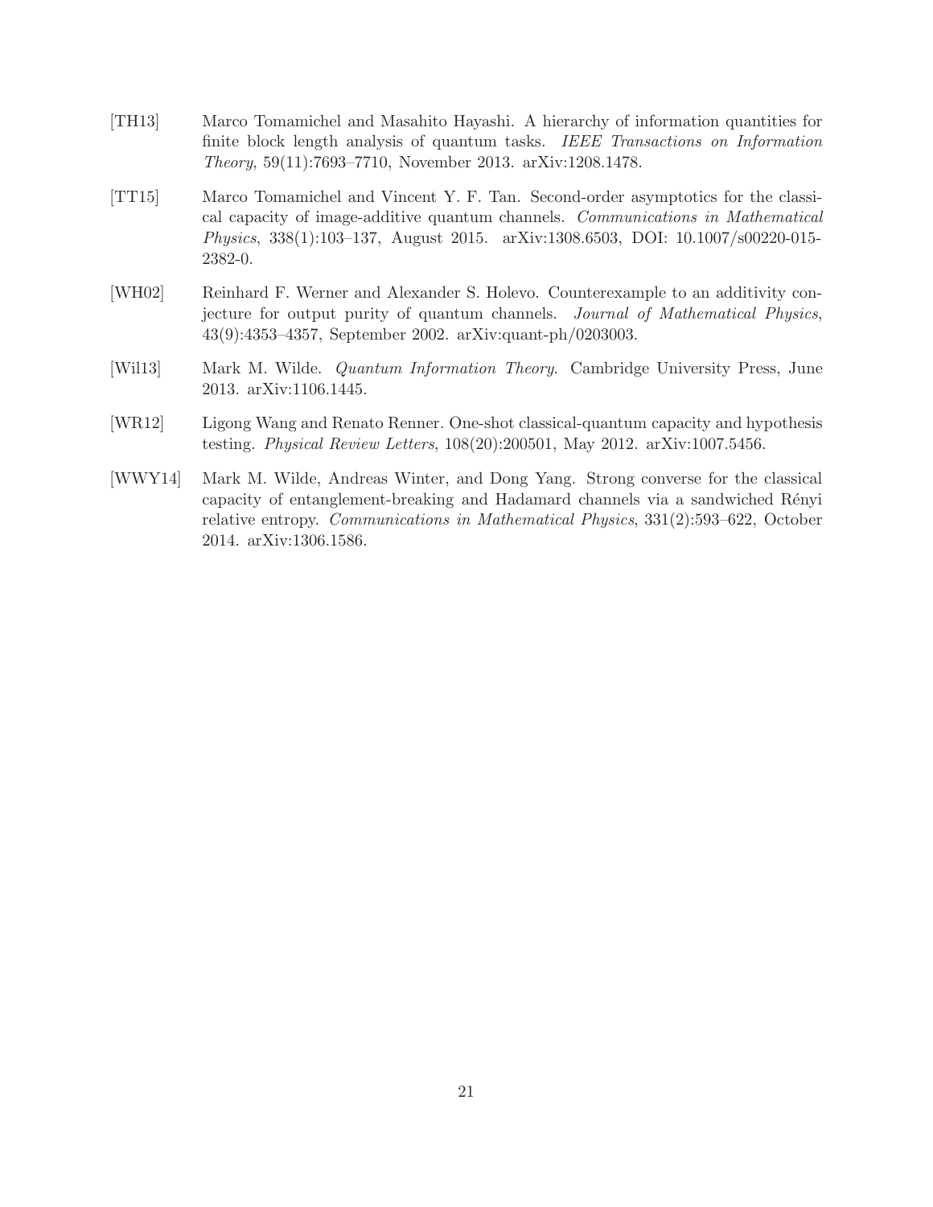[TH13] Marco Tomamichel and Masahito Hayashi. A hierarchy of information quantities for finite block length analysis of quantum tasks. *IEEE Transactions on Information Theory*, 59(11):7693–7710, November 2013. arXiv:1208.1478.

[TT15] Marco Tomamichel and Vincent Y. F. Tan. Second-order asymptotics for the classical capacity of image-additive quantum channels. *Communications in Mathematical Physics*, 338(1):103–137, August 2015. arXiv:1308.6503, DOI: 10.1007/s00220-015-2382-0.

[WH02] Reinhard F. Werner and Alexander S. Holevo. Counterexample to an additivity conjecture for output purity of quantum channels. *Journal of Mathematical Physics*, 43(9):4353–4357, September 2002. arXiv:quant-ph/0203003.

[Wil13] Mark M. Wilde. *Quantum Information Theory*. Cambridge University Press, June 2013. arXiv:1106.1445.

[WR12] Ligong Wang and Renato Renner. One-shot classical-quantum capacity and hypothesis testing. *Physical Review Letters*, 108(20):200501, May 2012. arXiv:1007.5456.

[WWY14] Mark M. Wilde, Andreas Winter, and Dong Yang. Strong converse for the classical capacity of entanglement-breaking and Hadamard channels via a sandwiched Rényi relative entropy. *Communications in Mathematical Physics*, 331(2):593–622, October 2014. arXiv:1306.1586.